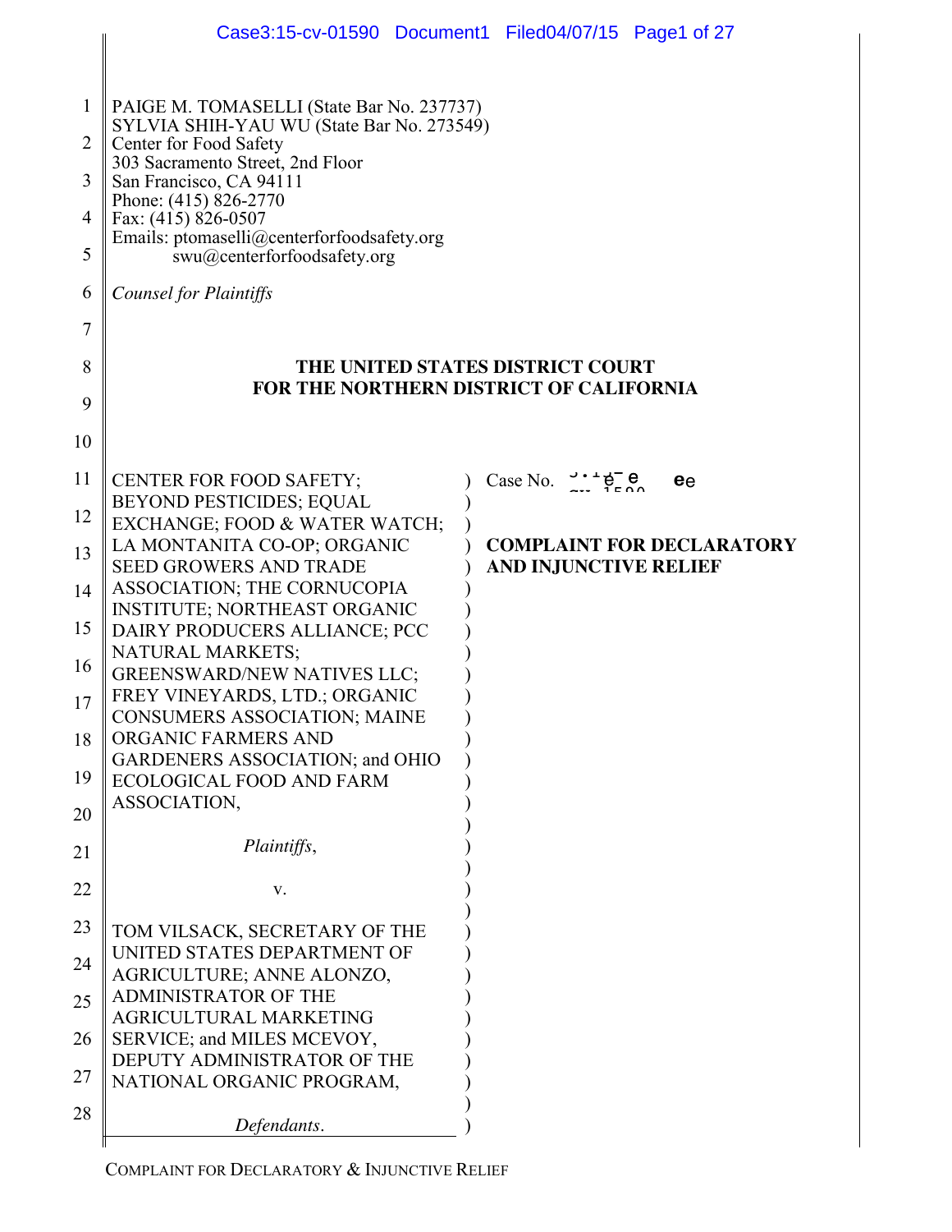PAIGE M. TOMASELLI (State Bar No. 237737)
SYLVIA SHIH-YAU WU (State Bar No. 273549)
Center for Food Safety
303 Sacramento Street, 2nd Floor
San Francisco, CA 94111
Phone: (415) 826-2770
Fax: (415) 826-0507
Emails: ptomaselli@centerforfoodsafety.org
swu@centerforfoodsafety.org

*Counsel for Plaintiffs*

**THE UNITED STATES DISTRICT COURT**
**FOR THE NORTHERN DISTRICT OF CALIFORNIA**

CENTER FOR FOOD SAFETY; BEYOND PESTICIDES; EQUAL EXCHANGE; FOOD & WATER WATCH; LA MONTANITA CO-OP; ORGANIC SEED GROWERS AND TRADE ASSOCIATION; THE CORNUCOPIA INSTITUTE; NORTHEAST ORGANIC DAIRY PRODUCERS ALLIANCE; PCC NATURAL MARKETS; GREENSWARD/NEW NATIVES LLC; FREY VINEYARDS, LTD.; ORGANIC CONSUMERS ASSOCIATION; MAINE ORGANIC FARMERS AND GARDENERS ASSOCIATION; and OHIO ECOLOGICAL FOOD AND FARM ASSOCIATION,

*Plaintiffs*,

v.

TOM VILSACK, SECRETARY OF THE UNITED STATES DEPARTMENT OF AGRICULTURE; ANNE ALONZO, ADMINISTRATOR OF THE AGRICULTURAL MARKETING SERVICE; and MILES MCEVOY, DEPUTY ADMINISTRATOR OF THE NATIONAL ORGANIC PROGRAM,

*Defendants*.

Case No.

**COMPLAINT FOR DECLARATORY AND INJUNCTIVE RELIEF**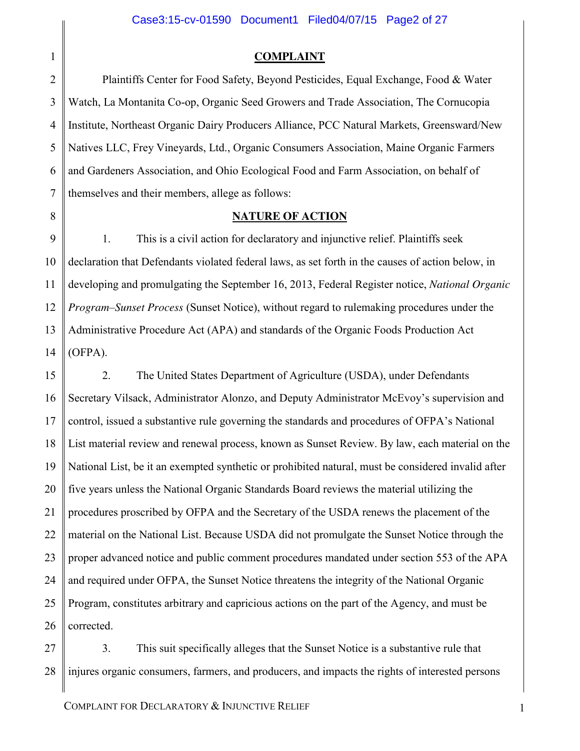## COMPLAINT

Plaintiffs Center for Food Safety, Beyond Pesticides, Equal Exchange, Food & Water Watch, La Montanita Co-op, Organic Seed Growers and Trade Association, The Cornucopia Institute, Northeast Organic Dairy Producers Alliance, PCC Natural Markets, Greensward/New Natives LLC, Frey Vineyards, Ltd., Organic Consumers Association, Maine Organic Farmers and Gardeners Association, and Ohio Ecological Food and Farm Association, on behalf of themselves and their members, allege as follows:

## NATURE OF ACTION

1. This is a civil action for declaratory and injunctive relief. Plaintiffs seek declaration that Defendants violated federal laws, as set forth in the causes of action below, in developing and promulgating the September 16, 2013, Federal Register notice, *National Organic Program–Sunset Process* (Sunset Notice), without regard to rulemaking procedures under the Administrative Procedure Act (APA) and standards of the Organic Foods Production Act (OFPA).

2. The United States Department of Agriculture (USDA), under Defendants Secretary Vilsack, Administrator Alonzo, and Deputy Administrator McEvoy's supervision and control, issued a substantive rule governing the standards and procedures of OFPA's National List material review and renewal process, known as Sunset Review. By law, each material on the National List, be it an exempted synthetic or prohibited natural, must be considered invalid after five years unless the National Organic Standards Board reviews the material utilizing the procedures proscribed by OFPA and the Secretary of the USDA renews the placement of the material on the National List. Because USDA did not promulgate the Sunset Notice through the proper advanced notice and public comment procedures mandated under section 553 of the APA and required under OFPA, the Sunset Notice threatens the integrity of the National Organic Program, constitutes arbitrary and capricious actions on the part of the Agency, and must be corrected.

3. This suit specifically alleges that the Sunset Notice is a substantive rule that injures organic consumers, farmers, and producers, and impacts the rights of interested persons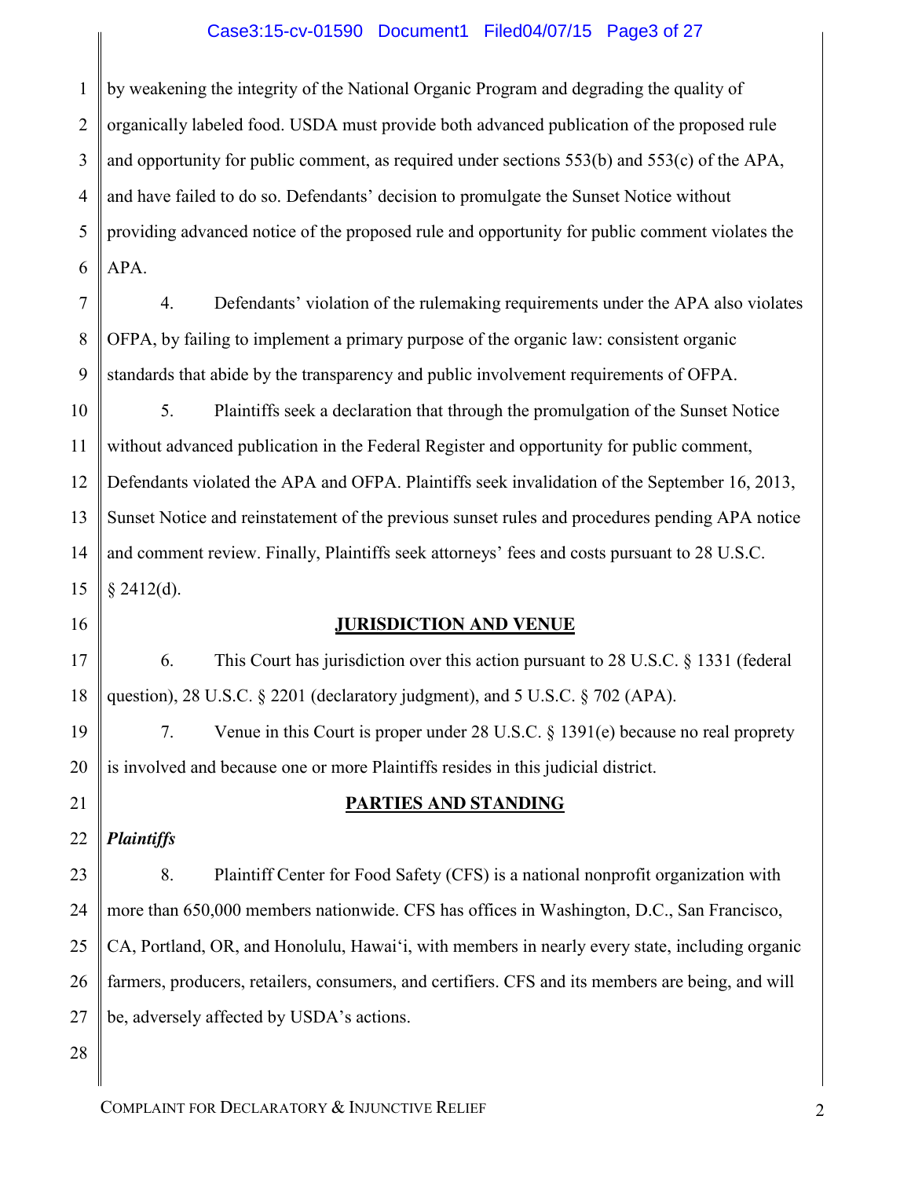by weakening the integrity of the National Organic Program and degrading the quality of organically labeled food. USDA must provide both advanced publication of the proposed rule and opportunity for public comment, as required under sections 553(b) and 553(c) of the APA, and have failed to do so. Defendants' decision to promulgate the Sunset Notice without providing advanced notice of the proposed rule and opportunity for public comment violates the APA.

4. Defendants' violation of the rulemaking requirements under the APA also violates OFPA, by failing to implement a primary purpose of the organic law: consistent organic standards that abide by the transparency and public involvement requirements of OFPA.

5. Plaintiffs seek a declaration that through the promulgation of the Sunset Notice without advanced publication in the Federal Register and opportunity for public comment, Defendants violated the APA and OFPA. Plaintiffs seek invalidation of the September 16, 2013, Sunset Notice and reinstatement of the previous sunset rules and procedures pending APA notice and comment review. Finally, Plaintiffs seek attorneys' fees and costs pursuant to 28 U.S.C. § 2412(d).

## JURISDICTION AND VENUE

6. This Court has jurisdiction over this action pursuant to 28 U.S.C. § 1331 (federal question), 28 U.S.C. § 2201 (declaratory judgment), and 5 U.S.C. § 702 (APA).

7. Venue in this Court is proper under 28 U.S.C. § 1391(e) because no real proprety is involved and because one or more Plaintiffs resides in this judicial district.

## PARTIES AND STANDING

***Plaintiffs***

8. Plaintiff Center for Food Safety (CFS) is a national nonprofit organization with more than 650,000 members nationwide. CFS has offices in Washington, D.C., San Francisco, CA, Portland, OR, and Honolulu, Hawai'i, with members in nearly every state, including organic farmers, producers, retailers, consumers, and certifiers. CFS and its members are being, and will be, adversely affected by USDA's actions.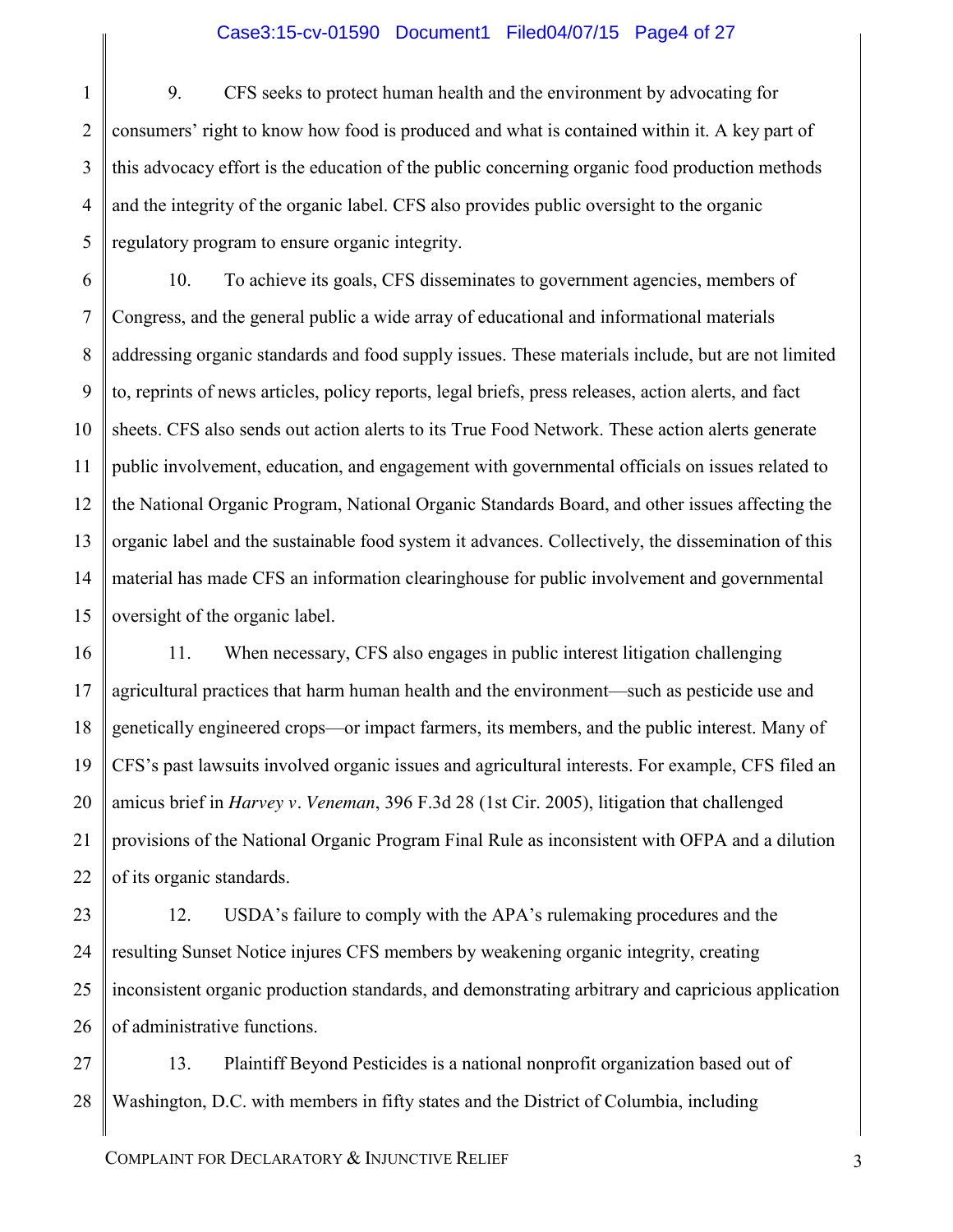9. CFS seeks to protect human health and the environment by advocating for consumers' right to know how food is produced and what is contained within it. A key part of this advocacy effort is the education of the public concerning organic food production methods and the integrity of the organic label. CFS also provides public oversight to the organic regulatory program to ensure organic integrity.

10. To achieve its goals, CFS disseminates to government agencies, members of Congress, and the general public a wide array of educational and informational materials addressing organic standards and food supply issues. These materials include, but are not limited to, reprints of news articles, policy reports, legal briefs, press releases, action alerts, and fact sheets. CFS also sends out action alerts to its True Food Network. These action alerts generate public involvement, education, and engagement with governmental officials on issues related to the National Organic Program, National Organic Standards Board, and other issues affecting the organic label and the sustainable food system it advances. Collectively, the dissemination of this material has made CFS an information clearinghouse for public involvement and governmental oversight of the organic label.

11. When necessary, CFS also engages in public interest litigation challenging agricultural practices that harm human health and the environment—such as pesticide use and genetically engineered crops—or impact farmers, its members, and the public interest. Many of CFS's past lawsuits involved organic issues and agricultural interests. For example, CFS filed an amicus brief in *Harvey v. Veneman*, 396 F.3d 28 (1st Cir. 2005), litigation that challenged provisions of the National Organic Program Final Rule as inconsistent with OFPA and a dilution of its organic standards.

12. USDA's failure to comply with the APA's rulemaking procedures and the resulting Sunset Notice injures CFS members by weakening organic integrity, creating inconsistent organic production standards, and demonstrating arbitrary and capricious application of administrative functions.

13. Plaintiff Beyond Pesticides is a national nonprofit organization based out of Washington, D.C. with members in fifty states and the District of Columbia, including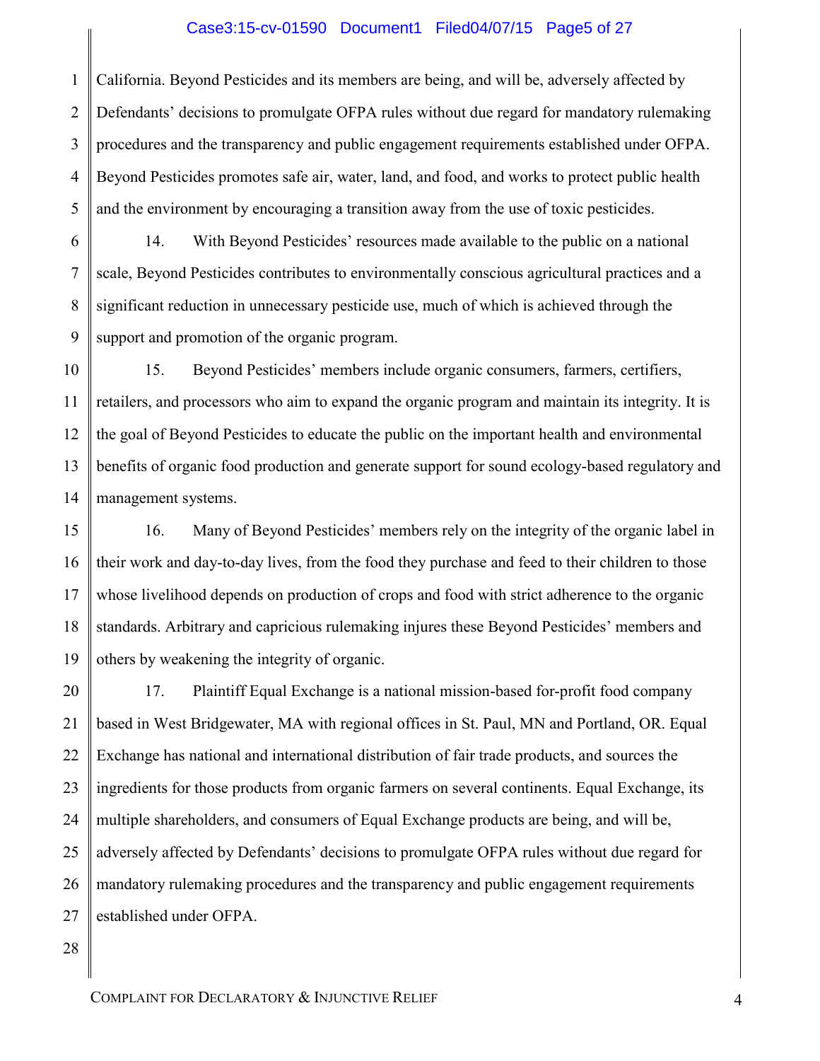California. Beyond Pesticides and its members are being, and will be, adversely affected by Defendants' decisions to promulgate OFPA rules without due regard for mandatory rulemaking procedures and the transparency and public engagement requirements established under OFPA. Beyond Pesticides promotes safe air, water, land, and food, and works to protect public health and the environment by encouraging a transition away from the use of toxic pesticides.

14. With Beyond Pesticides' resources made available to the public on a national scale, Beyond Pesticides contributes to environmentally conscious agricultural practices and a significant reduction in unnecessary pesticide use, much of which is achieved through the support and promotion of the organic program.

15. Beyond Pesticides' members include organic consumers, farmers, certifiers, retailers, and processors who aim to expand the organic program and maintain its integrity. It is the goal of Beyond Pesticides to educate the public on the important health and environmental benefits of organic food production and generate support for sound ecology-based regulatory and management systems.

16. Many of Beyond Pesticides' members rely on the integrity of the organic label in their work and day-to-day lives, from the food they purchase and feed to their children to those whose livelihood depends on production of crops and food with strict adherence to the organic standards. Arbitrary and capricious rulemaking injures these Beyond Pesticides' members and others by weakening the integrity of organic.

17. Plaintiff Equal Exchange is a national mission-based for-profit food company based in West Bridgewater, MA with regional offices in St. Paul, MN and Portland, OR. Equal Exchange has national and international distribution of fair trade products, and sources the ingredients for those products from organic farmers on several continents. Equal Exchange, its multiple shareholders, and consumers of Equal Exchange products are being, and will be, adversely affected by Defendants' decisions to promulgate OFPA rules without due regard for mandatory rulemaking procedures and the transparency and public engagement requirements established under OFPA.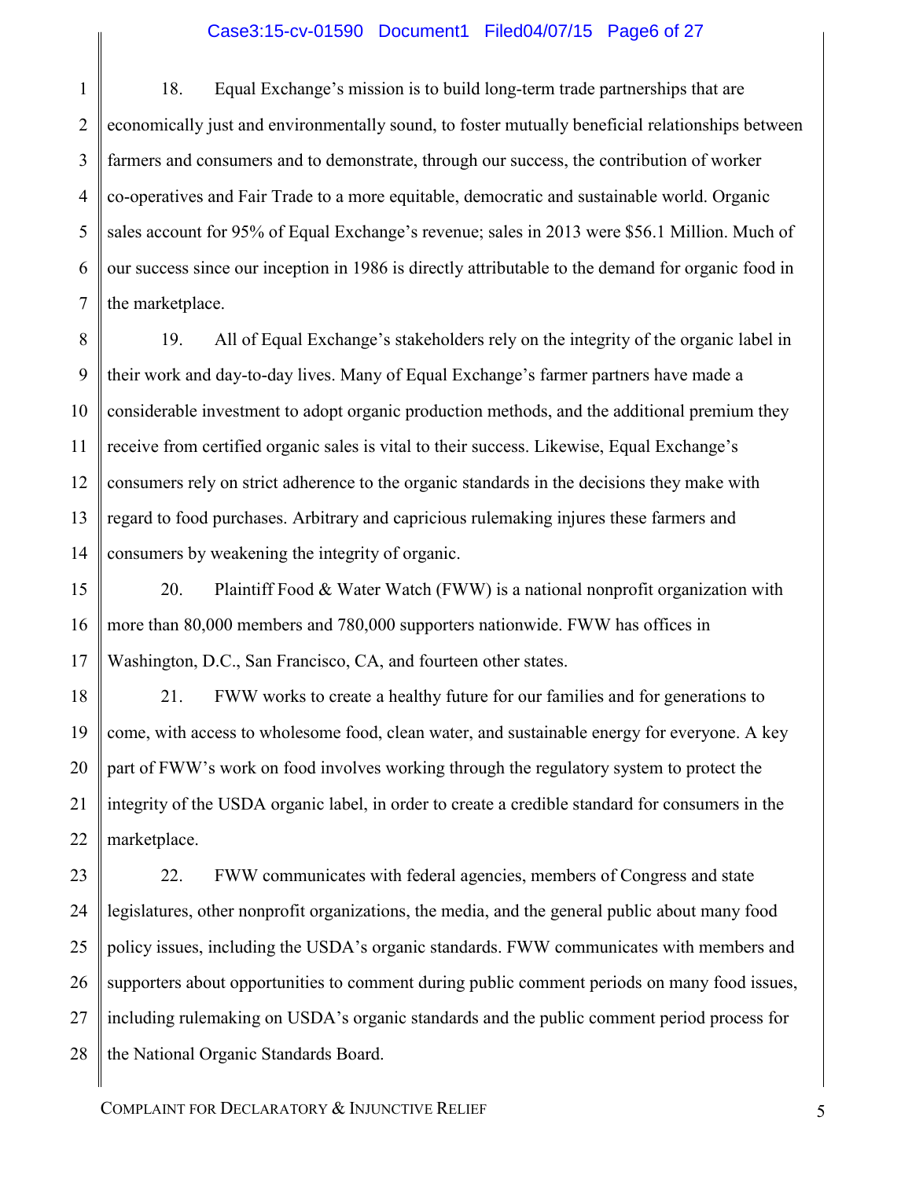18. Equal Exchange's mission is to build long-term trade partnerships that are economically just and environmentally sound, to foster mutually beneficial relationships between farmers and consumers and to demonstrate, through our success, the contribution of worker co-operatives and Fair Trade to a more equitable, democratic and sustainable world. Organic sales account for 95% of Equal Exchange's revenue; sales in 2013 were $56.1 Million. Much of our success since our inception in 1986 is directly attributable to the demand for organic food in the marketplace.

19. All of Equal Exchange's stakeholders rely on the integrity of the organic label in their work and day-to-day lives. Many of Equal Exchange's farmer partners have made a considerable investment to adopt organic production methods, and the additional premium they receive from certified organic sales is vital to their success. Likewise, Equal Exchange's consumers rely on strict adherence to the organic standards in the decisions they make with regard to food purchases. Arbitrary and capricious rulemaking injures these farmers and consumers by weakening the integrity of organic.

20. Plaintiff Food & Water Watch (FWW) is a national nonprofit organization with more than 80,000 members and 780,000 supporters nationwide. FWW has offices in Washington, D.C., San Francisco, CA, and fourteen other states.

21. FWW works to create a healthy future for our families and for generations to come, with access to wholesome food, clean water, and sustainable energy for everyone. A key part of FWW's work on food involves working through the regulatory system to protect the integrity of the USDA organic label, in order to create a credible standard for consumers in the marketplace.

22. FWW communicates with federal agencies, members of Congress and state legislatures, other nonprofit organizations, the media, and the general public about many food policy issues, including the USDA's organic standards. FWW communicates with members and supporters about opportunities to comment during public comment periods on many food issues, including rulemaking on USDA's organic standards and the public comment period process for the National Organic Standards Board.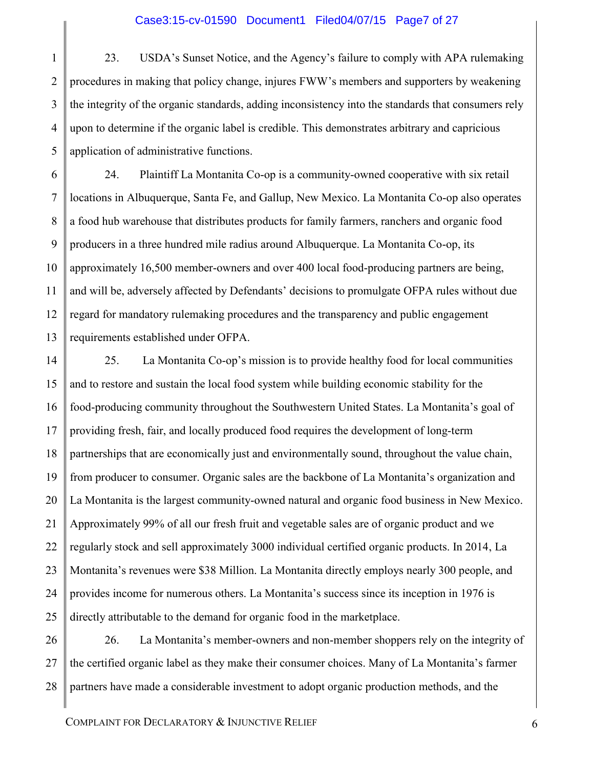23. USDA's Sunset Notice, and the Agency's failure to comply with APA rulemaking procedures in making that policy change, injures FWW's members and supporters by weakening the integrity of the organic standards, adding inconsistency into the standards that consumers rely upon to determine if the organic label is credible. This demonstrates arbitrary and capricious application of administrative functions.

24. Plaintiff La Montanita Co-op is a community-owned cooperative with six retail locations in Albuquerque, Santa Fe, and Gallup, New Mexico. La Montanita Co-op also operates a food hub warehouse that distributes products for family farmers, ranchers and organic food producers in a three hundred mile radius around Albuquerque. La Montanita Co-op, its approximately 16,500 member-owners and over 400 local food-producing partners are being, and will be, adversely affected by Defendants' decisions to promulgate OFPA rules without due regard for mandatory rulemaking procedures and the transparency and public engagement requirements established under OFPA.

25. La Montanita Co-op's mission is to provide healthy food for local communities and to restore and sustain the local food system while building economic stability for the food-producing community throughout the Southwestern United States. La Montanita's goal of providing fresh, fair, and locally produced food requires the development of long-term partnerships that are economically just and environmentally sound, throughout the value chain, from producer to consumer. Organic sales are the backbone of La Montanita's organization and La Montanita is the largest community-owned natural and organic food business in New Mexico. Approximately 99% of all our fresh fruit and vegetable sales are of organic product and we regularly stock and sell approximately 3000 individual certified organic products. In 2014, La Montanita's revenues were $38 Million. La Montanita directly employs nearly 300 people, and provides income for numerous others. La Montanita's success since its inception in 1976 is directly attributable to the demand for organic food in the marketplace.

26. La Montanita's member-owners and non-member shoppers rely on the integrity of the certified organic label as they make their consumer choices. Many of La Montanita's farmer partners have made a considerable investment to adopt organic production methods, and the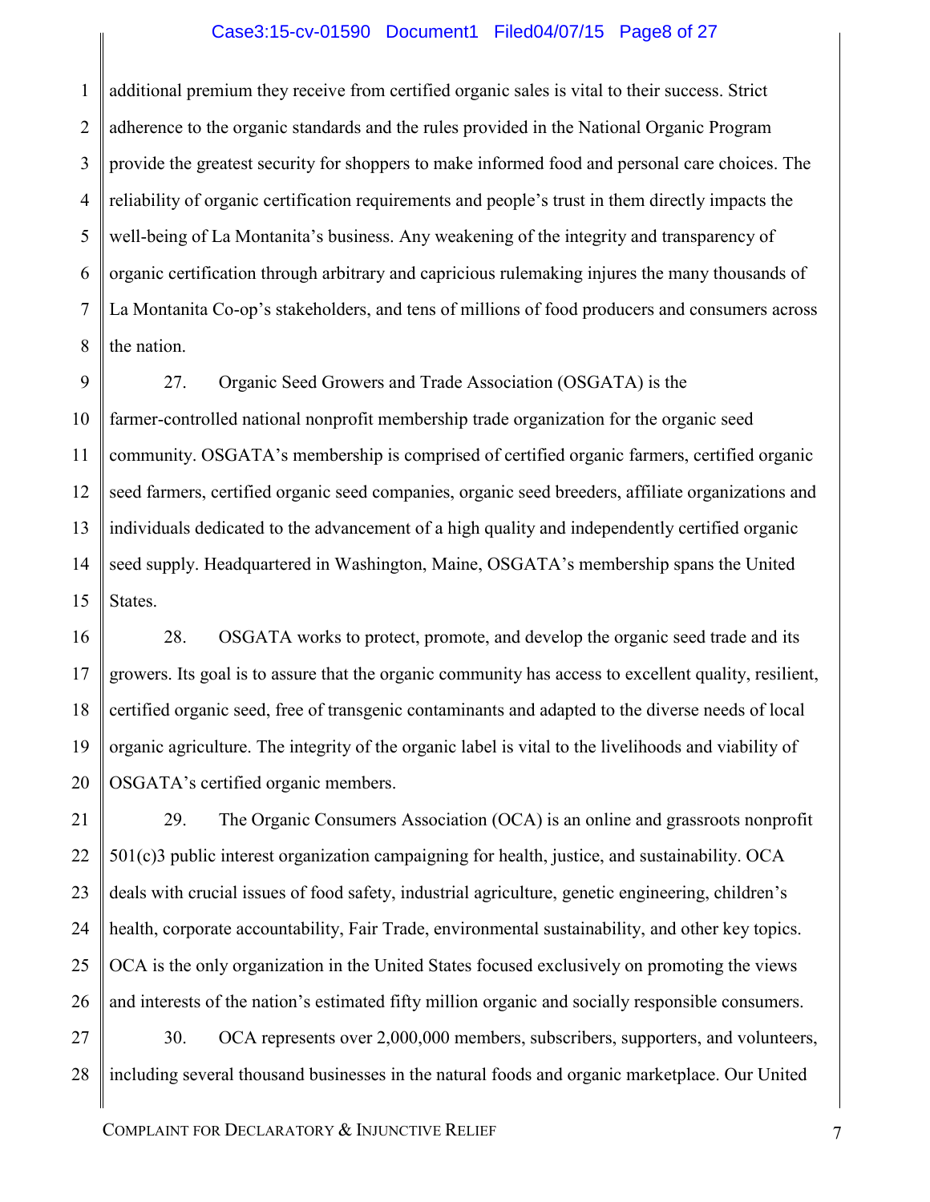additional premium they receive from certified organic sales is vital to their success. Strict adherence to the organic standards and the rules provided in the National Organic Program provide the greatest security for shoppers to make informed food and personal care choices. The reliability of organic certification requirements and people's trust in them directly impacts the well-being of La Montanita's business. Any weakening of the integrity and transparency of organic certification through arbitrary and capricious rulemaking injures the many thousands of La Montanita Co-op's stakeholders, and tens of millions of food producers and consumers across the nation.

27. Organic Seed Growers and Trade Association (OSGATA) is the farmer-controlled national nonprofit membership trade organization for the organic seed community. OSGATA's membership is comprised of certified organic farmers, certified organic seed farmers, certified organic seed companies, organic seed breeders, affiliate organizations and individuals dedicated to the advancement of a high quality and independently certified organic seed supply. Headquartered in Washington, Maine, OSGATA's membership spans the United States.

28. OSGATA works to protect, promote, and develop the organic seed trade and its growers. Its goal is to assure that the organic community has access to excellent quality, resilient, certified organic seed, free of transgenic contaminants and adapted to the diverse needs of local organic agriculture. The integrity of the organic label is vital to the livelihoods and viability of OSGATA's certified organic members.

29. The Organic Consumers Association (OCA) is an online and grassroots nonprofit 501(c)3 public interest organization campaigning for health, justice, and sustainability. OCA deals with crucial issues of food safety, industrial agriculture, genetic engineering, children's health, corporate accountability, Fair Trade, environmental sustainability, and other key topics. OCA is the only organization in the United States focused exclusively on promoting the views and interests of the nation's estimated fifty million organic and socially responsible consumers.

30. OCA represents over 2,000,000 members, subscribers, supporters, and volunteers, including several thousand businesses in the natural foods and organic marketplace. Our United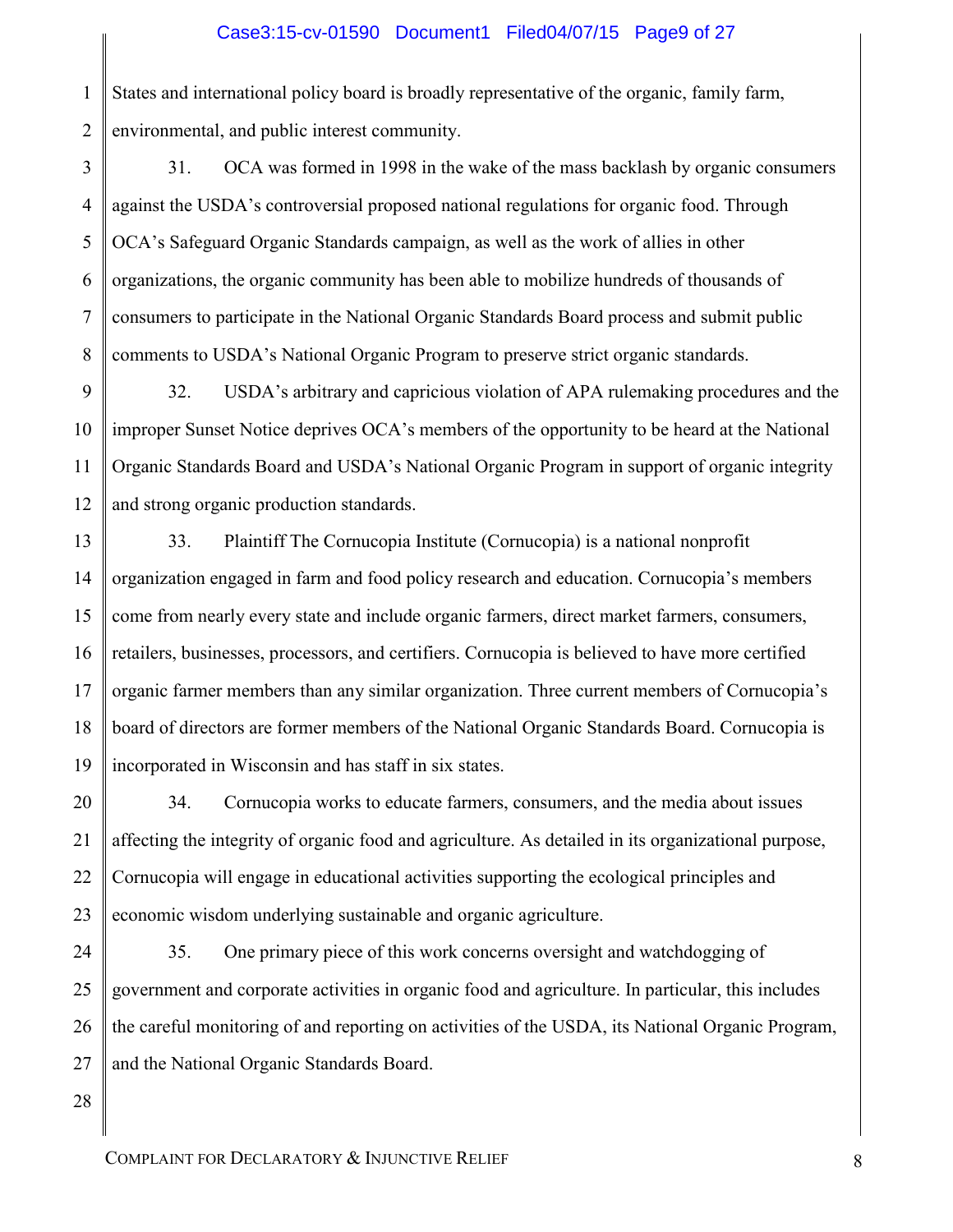States and international policy board is broadly representative of the organic, family farm, environmental, and public interest community.

31. OCA was formed in 1998 in the wake of the mass backlash by organic consumers against the USDA's controversial proposed national regulations for organic food. Through OCA's Safeguard Organic Standards campaign, as well as the work of allies in other organizations, the organic community has been able to mobilize hundreds of thousands of consumers to participate in the National Organic Standards Board process and submit public comments to USDA's National Organic Program to preserve strict organic standards.

32. USDA's arbitrary and capricious violation of APA rulemaking procedures and the improper Sunset Notice deprives OCA's members of the opportunity to be heard at the National Organic Standards Board and USDA's National Organic Program in support of organic integrity and strong organic production standards.

33. Plaintiff The Cornucopia Institute (Cornucopia) is a national nonprofit organization engaged in farm and food policy research and education. Cornucopia's members come from nearly every state and include organic farmers, direct market farmers, consumers, retailers, businesses, processors, and certifiers. Cornucopia is believed to have more certified organic farmer members than any similar organization. Three current members of Cornucopia's board of directors are former members of the National Organic Standards Board. Cornucopia is incorporated in Wisconsin and has staff in six states.

34. Cornucopia works to educate farmers, consumers, and the media about issues affecting the integrity of organic food and agriculture. As detailed in its organizational purpose, Cornucopia will engage in educational activities supporting the ecological principles and economic wisdom underlying sustainable and organic agriculture.

35. One primary piece of this work concerns oversight and watchdogging of government and corporate activities in organic food and agriculture. In particular, this includes the careful monitoring of and reporting on activities of the USDA, its National Organic Program, and the National Organic Standards Board.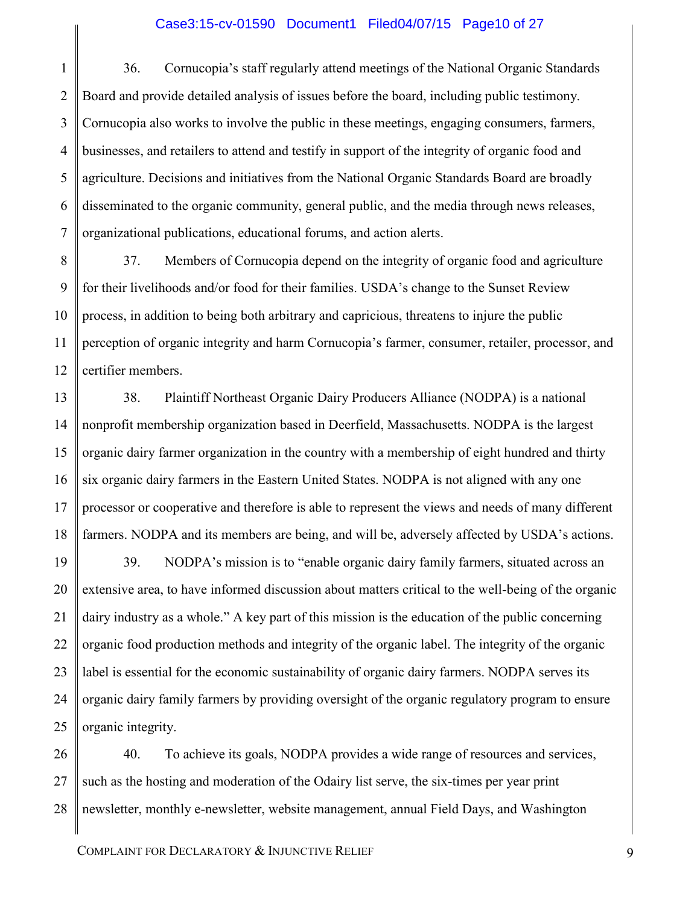36. Cornucopia's staff regularly attend meetings of the National Organic Standards Board and provide detailed analysis of issues before the board, including public testimony. Cornucopia also works to involve the public in these meetings, engaging consumers, farmers, businesses, and retailers to attend and testify in support of the integrity of organic food and agriculture. Decisions and initiatives from the National Organic Standards Board are broadly disseminated to the organic community, general public, and the media through news releases, organizational publications, educational forums, and action alerts.

37. Members of Cornucopia depend on the integrity of organic food and agriculture for their livelihoods and/or food for their families. USDA's change to the Sunset Review process, in addition to being both arbitrary and capricious, threatens to injure the public perception of organic integrity and harm Cornucopia's farmer, consumer, retailer, processor, and certifier members.

38. Plaintiff Northeast Organic Dairy Producers Alliance (NODPA) is a national nonprofit membership organization based in Deerfield, Massachusetts. NODPA is the largest organic dairy farmer organization in the country with a membership of eight hundred and thirty six organic dairy farmers in the Eastern United States. NODPA is not aligned with any one processor or cooperative and therefore is able to represent the views and needs of many different farmers. NODPA and its members are being, and will be, adversely affected by USDA's actions.

39. NODPA's mission is to "enable organic dairy family farmers, situated across an extensive area, to have informed discussion about matters critical to the well-being of the organic dairy industry as a whole." A key part of this mission is the education of the public concerning organic food production methods and integrity of the organic label. The integrity of the organic label is essential for the economic sustainability of organic dairy farmers. NODPA serves its organic dairy family farmers by providing oversight of the organic regulatory program to ensure organic integrity.

40. To achieve its goals, NODPA provides a wide range of resources and services, such as the hosting and moderation of the Odairy list serve, the six-times per year print newsletter, monthly e-newsletter, website management, annual Field Days, and Washington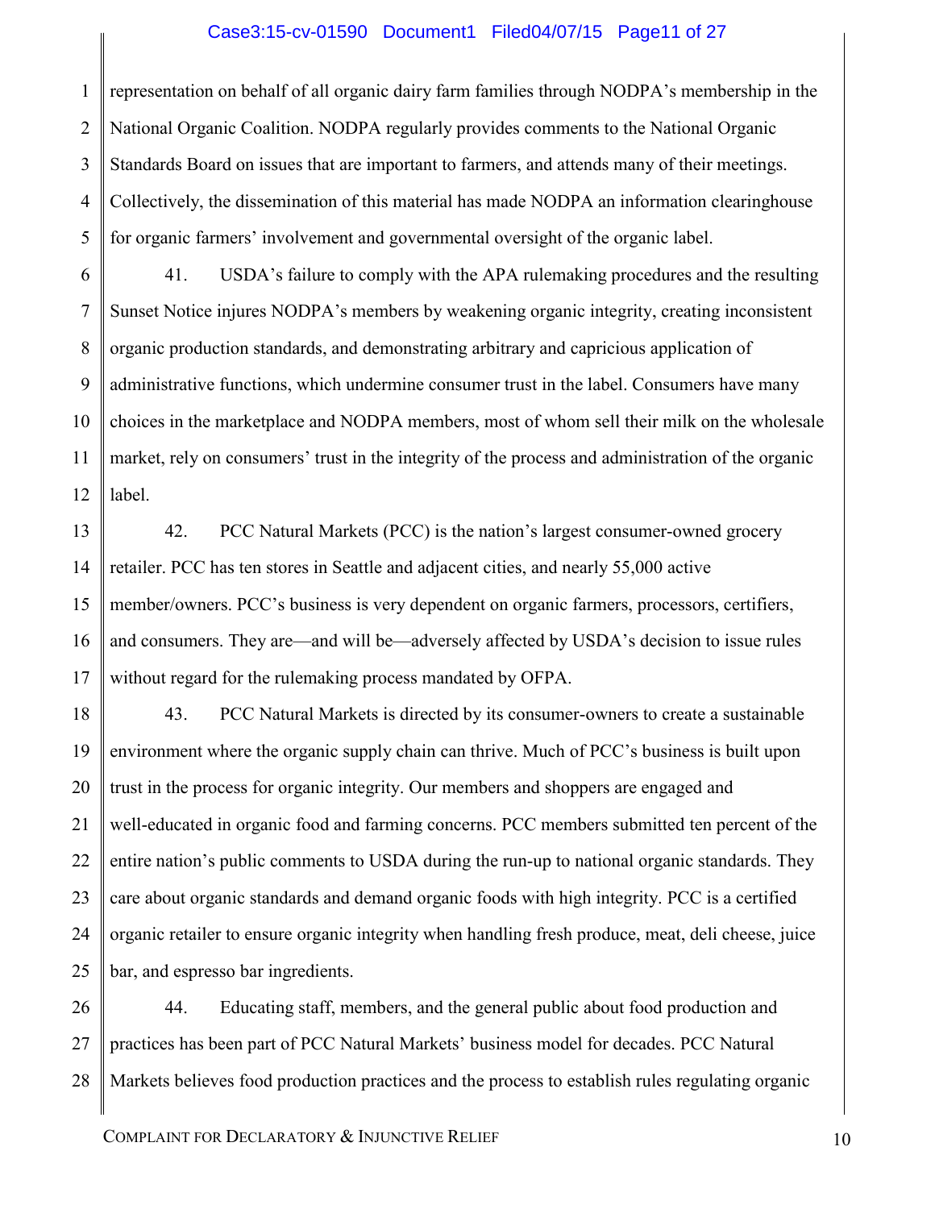representation on behalf of all organic dairy farm families through NODPA's membership in the National Organic Coalition. NODPA regularly provides comments to the National Organic Standards Board on issues that are important to farmers, and attends many of their meetings. Collectively, the dissemination of this material has made NODPA an information clearinghouse for organic farmers' involvement and governmental oversight of the organic label.

41. USDA's failure to comply with the APA rulemaking procedures and the resulting Sunset Notice injures NODPA's members by weakening organic integrity, creating inconsistent organic production standards, and demonstrating arbitrary and capricious application of administrative functions, which undermine consumer trust in the label. Consumers have many choices in the marketplace and NODPA members, most of whom sell their milk on the wholesale market, rely on consumers' trust in the integrity of the process and administration of the organic label.

42. PCC Natural Markets (PCC) is the nation's largest consumer-owned grocery retailer. PCC has ten stores in Seattle and adjacent cities, and nearly 55,000 active member/owners. PCC's business is very dependent on organic farmers, processors, certifiers, and consumers. They are—and will be—adversely affected by USDA's decision to issue rules without regard for the rulemaking process mandated by OFPA.

43. PCC Natural Markets is directed by its consumer-owners to create a sustainable environment where the organic supply chain can thrive. Much of PCC's business is built upon trust in the process for organic integrity. Our members and shoppers are engaged and well-educated in organic food and farming concerns. PCC members submitted ten percent of the entire nation's public comments to USDA during the run-up to national organic standards. They care about organic standards and demand organic foods with high integrity. PCC is a certified organic retailer to ensure organic integrity when handling fresh produce, meat, deli cheese, juice bar, and espresso bar ingredients.

44. Educating staff, members, and the general public about food production and practices has been part of PCC Natural Markets' business model for decades. PCC Natural Markets believes food production practices and the process to establish rules regulating organic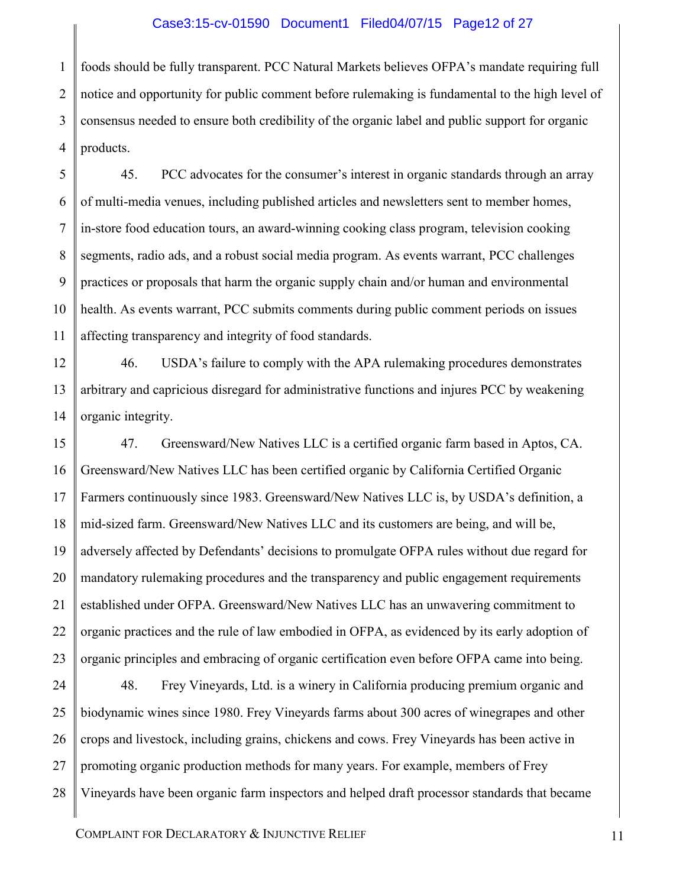foods should be fully transparent. PCC Natural Markets believes OFPA's mandate requiring full notice and opportunity for public comment before rulemaking is fundamental to the high level of consensus needed to ensure both credibility of the organic label and public support for organic products.

45. PCC advocates for the consumer's interest in organic standards through an array of multi-media venues, including published articles and newsletters sent to member homes, in-store food education tours, an award-winning cooking class program, television cooking segments, radio ads, and a robust social media program. As events warrant, PCC challenges practices or proposals that harm the organic supply chain and/or human and environmental health. As events warrant, PCC submits comments during public comment periods on issues affecting transparency and integrity of food standards.

46. USDA's failure to comply with the APA rulemaking procedures demonstrates arbitrary and capricious disregard for administrative functions and injures PCC by weakening organic integrity.

47. Greensward/New Natives LLC is a certified organic farm based in Aptos, CA. Greensward/New Natives LLC has been certified organic by California Certified Organic Farmers continuously since 1983. Greensward/New Natives LLC is, by USDA's definition, a mid-sized farm. Greensward/New Natives LLC and its customers are being, and will be, adversely affected by Defendants' decisions to promulgate OFPA rules without due regard for mandatory rulemaking procedures and the transparency and public engagement requirements established under OFPA. Greensward/New Natives LLC has an unwavering commitment to organic practices and the rule of law embodied in OFPA, as evidenced by its early adoption of organic principles and embracing of organic certification even before OFPA came into being.

48. Frey Vineyards, Ltd. is a winery in California producing premium organic and biodynamic wines since 1980. Frey Vineyards farms about 300 acres of winegrapes and other crops and livestock, including grains, chickens and cows. Frey Vineyards has been active in promoting organic production methods for many years. For example, members of Frey Vineyards have been organic farm inspectors and helped draft processor standards that became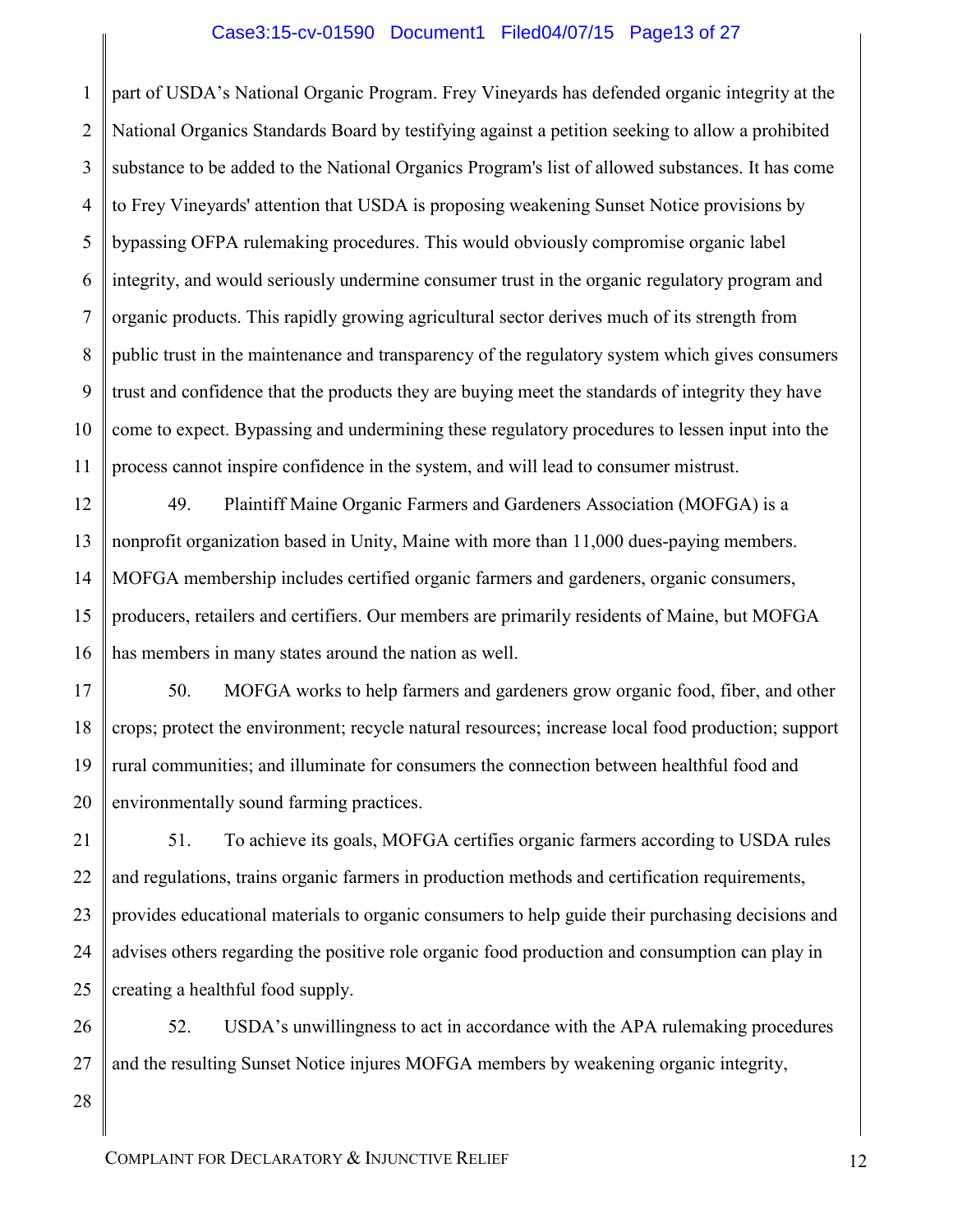part of USDA's National Organic Program. Frey Vineyards has defended organic integrity at the National Organics Standards Board by testifying against a petition seeking to allow a prohibited substance to be added to the National Organics Program's list of allowed substances. It has come to Frey Vineyards' attention that USDA is proposing weakening Sunset Notice provisions by bypassing OFPA rulemaking procedures. This would obviously compromise organic label integrity, and would seriously undermine consumer trust in the organic regulatory program and organic products. This rapidly growing agricultural sector derives much of its strength from public trust in the maintenance and transparency of the regulatory system which gives consumers trust and confidence that the products they are buying meet the standards of integrity they have come to expect. Bypassing and undermining these regulatory procedures to lessen input into the process cannot inspire confidence in the system, and will lead to consumer mistrust.

49. Plaintiff Maine Organic Farmers and Gardeners Association (MOFGA) is a nonprofit organization based in Unity, Maine with more than 11,000 dues-paying members. MOFGA membership includes certified organic farmers and gardeners, organic consumers, producers, retailers and certifiers. Our members are primarily residents of Maine, but MOFGA has members in many states around the nation as well.

50. MOFGA works to help farmers and gardeners grow organic food, fiber, and other crops; protect the environment; recycle natural resources; increase local food production; support rural communities; and illuminate for consumers the connection between healthful food and environmentally sound farming practices.

51. To achieve its goals, MOFGA certifies organic farmers according to USDA rules and regulations, trains organic farmers in production methods and certification requirements, provides educational materials to organic consumers to help guide their purchasing decisions and advises others regarding the positive role organic food production and consumption can play in creating a healthful food supply.

52. USDA's unwillingness to act in accordance with the APA rulemaking procedures and the resulting Sunset Notice injures MOFGA members by weakening organic integrity,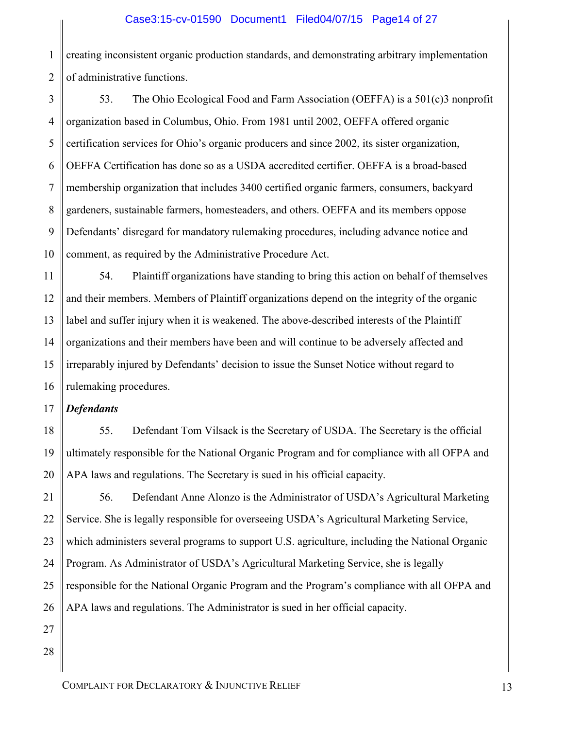creating inconsistent organic production standards, and demonstrating arbitrary implementation of administrative functions.

53. The Ohio Ecological Food and Farm Association (OEFFA) is a 501(c)3 nonprofit organization based in Columbus, Ohio. From 1981 until 2002, OEFFA offered organic certification services for Ohio's organic producers and since 2002, its sister organization, OEFFA Certification has done so as a USDA accredited certifier. OEFFA is a broad-based membership organization that includes 3400 certified organic farmers, consumers, backyard gardeners, sustainable farmers, homesteaders, and others. OEFFA and its members oppose Defendants' disregard for mandatory rulemaking procedures, including advance notice and comment, as required by the Administrative Procedure Act.

54. Plaintiff organizations have standing to bring this action on behalf of themselves and their members. Members of Plaintiff organizations depend on the integrity of the organic label and suffer injury when it is weakened. The above-described interests of the Plaintiff organizations and their members have been and will continue to be adversely affected and irreparably injured by Defendants' decision to issue the Sunset Notice without regard to rulemaking procedures.

***Defendants***

55. Defendant Tom Vilsack is the Secretary of USDA. The Secretary is the official ultimately responsible for the National Organic Program and for compliance with all OFPA and APA laws and regulations. The Secretary is sued in his official capacity.

56. Defendant Anne Alonzo is the Administrator of USDA's Agricultural Marketing Service. She is legally responsible for overseeing USDA's Agricultural Marketing Service, which administers several programs to support U.S. agriculture, including the National Organic Program. As Administrator of USDA's Agricultural Marketing Service, she is legally responsible for the National Organic Program and the Program's compliance with all OFPA and APA laws and regulations. The Administrator is sued in her official capacity.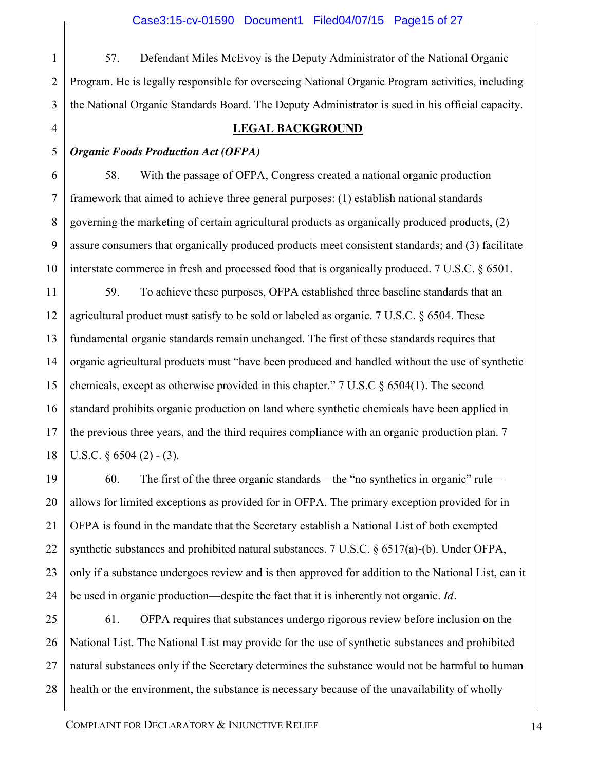57. Defendant Miles McEvoy is the Deputy Administrator of the National Organic Program. He is legally responsible for overseeing National Organic Program activities, including the National Organic Standards Board. The Deputy Administrator is sued in his official capacity.

## LEGAL BACKGROUND

***Organic Foods Production Act (OFPA)***

58. With the passage of OFPA, Congress created a national organic production framework that aimed to achieve three general purposes: (1) establish national standards governing the marketing of certain agricultural products as organically produced products, (2) assure consumers that organically produced products meet consistent standards; and (3) facilitate interstate commerce in fresh and processed food that is organically produced. 7 U.S.C. § 6501.

59. To achieve these purposes, OFPA established three baseline standards that an agricultural product must satisfy to be sold or labeled as organic. 7 U.S.C. § 6504. These fundamental organic standards remain unchanged. The first of these standards requires that organic agricultural products must "have been produced and handled without the use of synthetic chemicals, except as otherwise provided in this chapter." 7 U.S.C § 6504(1). The second standard prohibits organic production on land where synthetic chemicals have been applied in the previous three years, and the third requires compliance with an organic production plan. 7 U.S.C. § 6504 (2) - (3).

60. The first of the three organic standards—the "no synthetics in organic" rule—allows for limited exceptions as provided for in OFPA. The primary exception provided for in OFPA is found in the mandate that the Secretary establish a National List of both exempted synthetic substances and prohibited natural substances. 7 U.S.C. § 6517(a)-(b). Under OFPA, only if a substance undergoes review and is then approved for addition to the National List, can it be used in organic production—despite the fact that it is inherently not organic. *Id*.

61. OFPA requires that substances undergo rigorous review before inclusion on the National List. The National List may provide for the use of synthetic substances and prohibited natural substances only if the Secretary determines the substance would not be harmful to human health or the environment, the substance is necessary because of the unavailability of wholly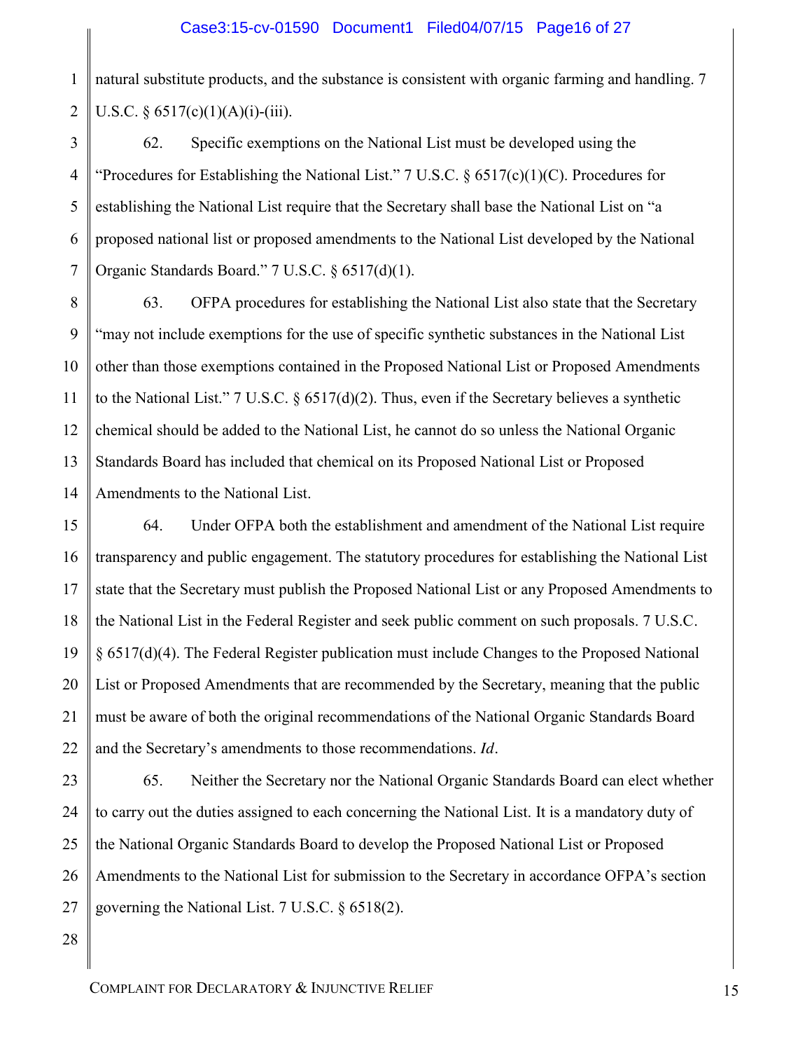natural substitute products, and the substance is consistent with organic farming and handling. 7 U.S.C. § 6517(c)(1)(A)(i)-(iii).

62. Specific exemptions on the National List must be developed using the "Procedures for Establishing the National List." 7 U.S.C. § 6517(c)(1)(C). Procedures for establishing the National List require that the Secretary shall base the National List on "a proposed national list or proposed amendments to the National List developed by the National Organic Standards Board." 7 U.S.C. § 6517(d)(1).

63. OFPA procedures for establishing the National List also state that the Secretary "may not include exemptions for the use of specific synthetic substances in the National List other than those exemptions contained in the Proposed National List or Proposed Amendments to the National List." 7 U.S.C. § 6517(d)(2). Thus, even if the Secretary believes a synthetic chemical should be added to the National List, he cannot do so unless the National Organic Standards Board has included that chemical on its Proposed National List or Proposed Amendments to the National List.

64. Under OFPA both the establishment and amendment of the National List require transparency and public engagement. The statutory procedures for establishing the National List state that the Secretary must publish the Proposed National List or any Proposed Amendments to the National List in the Federal Register and seek public comment on such proposals. 7 U.S.C. § 6517(d)(4). The Federal Register publication must include Changes to the Proposed National List or Proposed Amendments that are recommended by the Secretary, meaning that the public must be aware of both the original recommendations of the National Organic Standards Board and the Secretary's amendments to those recommendations. *Id*.

65. Neither the Secretary nor the National Organic Standards Board can elect whether to carry out the duties assigned to each concerning the National List. It is a mandatory duty of the National Organic Standards Board to develop the Proposed National List or Proposed Amendments to the National List for submission to the Secretary in accordance OFPA's section governing the National List. 7 U.S.C. § 6518(2).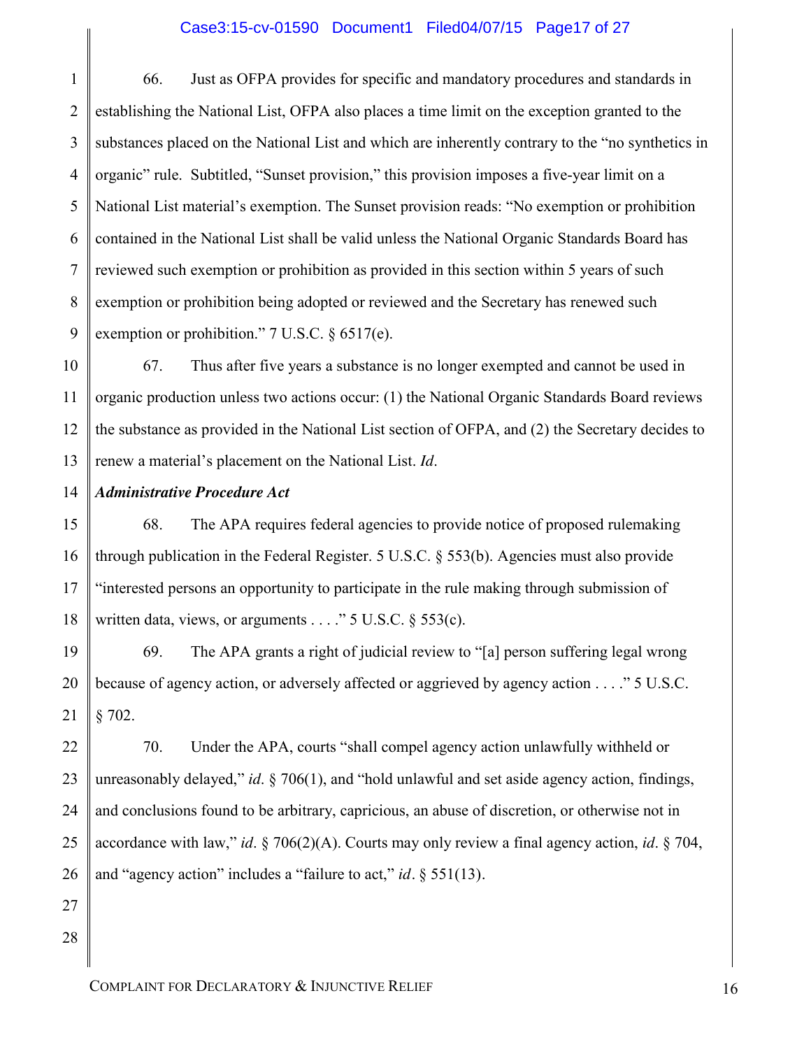66. Just as OFPA provides for specific and mandatory procedures and standards in establishing the National List, OFPA also places a time limit on the exception granted to the substances placed on the National List and which are inherently contrary to the "no synthetics in organic" rule. Subtitled, "Sunset provision," this provision imposes a five-year limit on a National List material's exemption. The Sunset provision reads: "No exemption or prohibition contained in the National List shall be valid unless the National Organic Standards Board has reviewed such exemption or prohibition as provided in this section within 5 years of such exemption or prohibition being adopted or reviewed and the Secretary has renewed such exemption or prohibition." 7 U.S.C. § 6517(e).

67. Thus after five years a substance is no longer exempted and cannot be used in organic production unless two actions occur: (1) the National Organic Standards Board reviews the substance as provided in the National List section of OFPA, and (2) the Secretary decides to renew a material's placement on the National List. *Id*.

***Administrative Procedure Act***

68. The APA requires federal agencies to provide notice of proposed rulemaking through publication in the Federal Register. 5 U.S.C. § 553(b). Agencies must also provide "interested persons an opportunity to participate in the rule making through submission of written data, views, or arguments . . . ." 5 U.S.C. § 553(c).

69. The APA grants a right of judicial review to "[a] person suffering legal wrong because of agency action, or adversely affected or aggrieved by agency action . . . ." 5 U.S.C. § 702.

70. Under the APA, courts "shall compel agency action unlawfully withheld or unreasonably delayed," *id*. § 706(1), and "hold unlawful and set aside agency action, findings, and conclusions found to be arbitrary, capricious, an abuse of discretion, or otherwise not in accordance with law," *id*. § 706(2)(A). Courts may only review a final agency action, *id*. § 704, and "agency action" includes a "failure to act," *id*. § 551(13).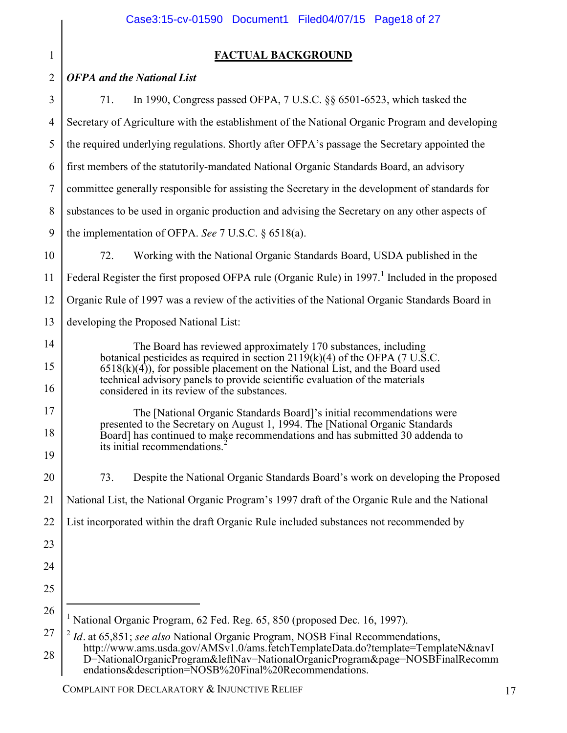## FACTUAL BACKGROUND

***OFPA and the National List***

71. In 1990, Congress passed OFPA, 7 U.S.C. §§ 6501-6523, which tasked the Secretary of Agriculture with the establishment of the National Organic Program and developing the required underlying regulations. Shortly after OFPA's passage the Secretary appointed the first members of the statutorily-mandated National Organic Standards Board, an advisory committee generally responsible for assisting the Secretary in the development of standards for substances to be used in organic production and advising the Secretary on any other aspects of the implementation of OFPA. *See* 7 U.S.C. § 6518(a).

72. Working with the National Organic Standards Board, USDA published in the Federal Register the first proposed OFPA rule (Organic Rule) in 1997.[1] Included in the proposed Organic Rule of 1997 was a review of the activities of the National Organic Standards Board in developing the Proposed National List:

> The Board has reviewed approximately 170 substances, including botanical pesticides as required in section 2119(k)(4) of the OFPA (7 U.S.C. 6518(k)(4)), for possible placement on the National List, and the Board used technical advisory panels to provide scientific evaluation of the materials considered in its review of the substances.
>
> The [National Organic Standards Board]'s initial recommendations were presented to the Secretary on August 1, 1994. The [National Organic Standards Board] has continued to make recommendations and has submitted 30 addenda to its initial recommendations.[2]

73. Despite the National Organic Standards Board's work on developing the Proposed National List, the National Organic Program's 1997 draft of the Organic Rule and the National List incorporated within the draft Organic Rule included substances not recommended by

---

[1] National Organic Program, 62 Fed. Reg. 65, 850 (proposed Dec. 16, 1997).

[2] *Id*. at 65,851; *see also* National Organic Program, NOSB Final Recommendations, http://www.ams.usda.gov/AMSv1.0/ams.fetchTemplateData.do?template=TemplateN&navID=NationalOrganicProgram&leftNav=NationalOrganicProgram&page=NOSBFinalRecommendations&description=NOSB%20Final%20Recommendations.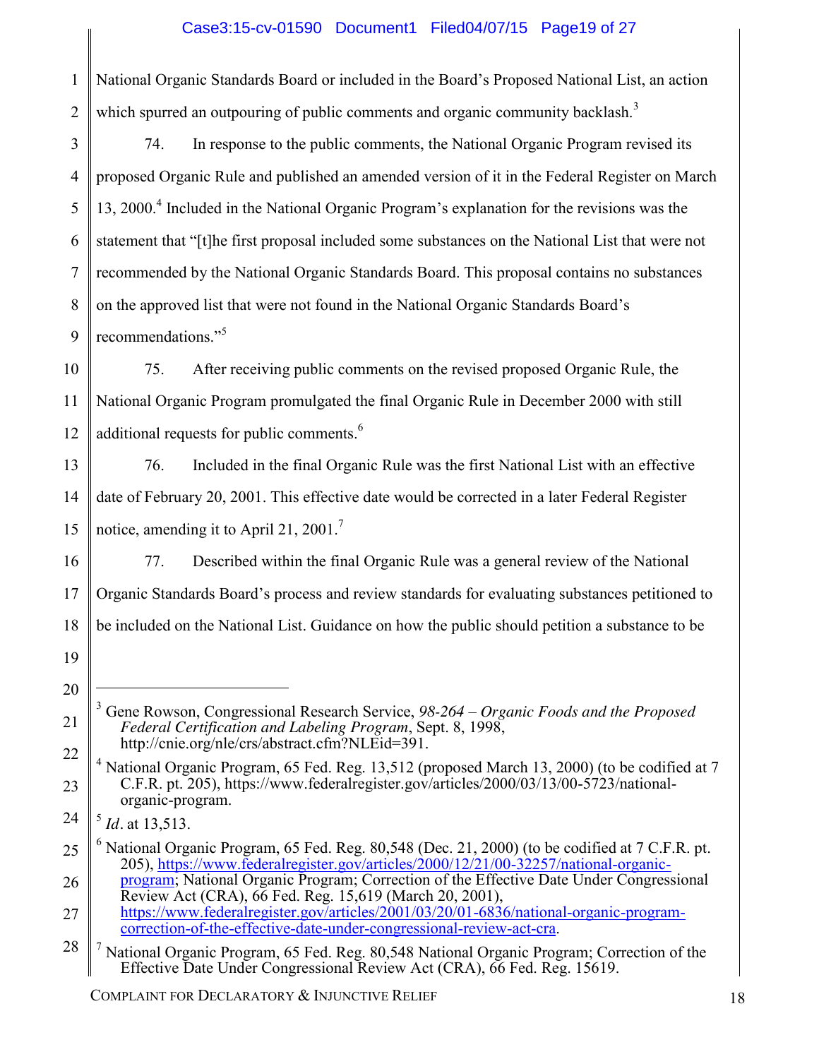National Organic Standards Board or included in the Board's Proposed National List, an action which spurred an outpouring of public comments and organic community backlash.[3]

74. In response to the public comments, the National Organic Program revised its proposed Organic Rule and published an amended version of it in the Federal Register on March 13, 2000.[4] Included in the National Organic Program's explanation for the revisions was the statement that "[t]he first proposal included some substances on the National List that were not recommended by the National Organic Standards Board. This proposal contains no substances on the approved list that were not found in the National Organic Standards Board's recommendations."[5]

75. After receiving public comments on the revised proposed Organic Rule, the National Organic Program promulgated the final Organic Rule in December 2000 with still additional requests for public comments.[6]

76. Included in the final Organic Rule was the first National List with an effective date of February 20, 2001. This effective date would be corrected in a later Federal Register notice, amending it to April 21, 2001.[7]

77. Described within the final Organic Rule was a general review of the National Organic Standards Board's process and review standards for evaluating substances petitioned to be included on the National List. Guidance on how the public should petition a substance to be

---

[3] Gene Rowson, Congressional Research Service, *98-264 – Organic Foods and the Proposed Federal Certification and Labeling Program*, Sept. 8, 1998, http://cnie.org/nle/crs/abstract.cfm?NLEid=391.

[4] National Organic Program, 65 Fed. Reg. 13,512 (proposed March 13, 2000) (to be codified at 7 C.F.R. pt. 205), https://www.federalregister.gov/articles/2000/03/13/00-5723/national-organic-program.

[5] *Id*. at 13,513.

[6] National Organic Program, 65 Fed. Reg. 80,548 (Dec. 21, 2000) (to be codified at 7 C.F.R. pt. 205), https://www.federalregister.gov/articles/2000/12/21/00-32257/national-organic-program; National Organic Program; Correction of the Effective Date Under Congressional Review Act (CRA), 66 Fed. Reg. 15,619 (March 20, 2001), https://www.federalregister.gov/articles/2001/03/20/01-6836/national-organic-program-correction-of-the-effective-date-under-congressional-review-act-cra.

[7] National Organic Program, 65 Fed. Reg. 80,548 National Organic Program; Correction of the Effective Date Under Congressional Review Act (CRA), 66 Fed. Reg. 15619.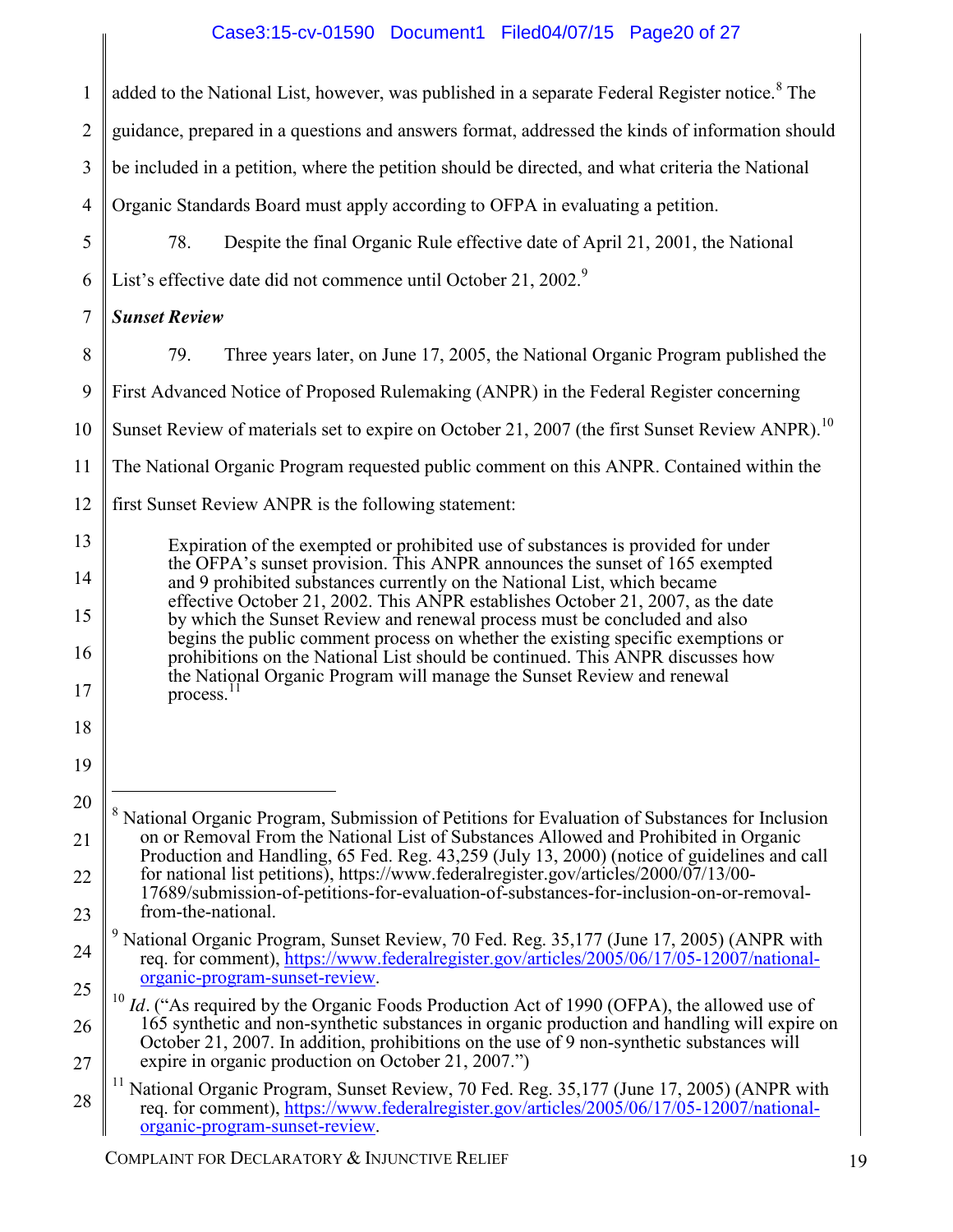added to the National List, however, was published in a separate Federal Register notice.[8] The guidance, prepared in a questions and answers format, addressed the kinds of information should be included in a petition, where the petition should be directed, and what criteria the National Organic Standards Board must apply according to OFPA in evaluating a petition.

78. Despite the final Organic Rule effective date of April 21, 2001, the National List's effective date did not commence until October 21, 2002.[9]

***Sunset Review***

79. Three years later, on June 17, 2005, the National Organic Program published the First Advanced Notice of Proposed Rulemaking (ANPR) in the Federal Register concerning Sunset Review of materials set to expire on October 21, 2007 (the first Sunset Review ANPR).[10] The National Organic Program requested public comment on this ANPR. Contained within the first Sunset Review ANPR is the following statement:

> Expiration of the exempted or prohibited use of substances is provided for under the OFPA's sunset provision. This ANPR announces the sunset of 165 exempted and 9 prohibited substances currently on the National List, which became effective October 21, 2002. This ANPR establishes October 21, 2007, as the date by which the Sunset Review and renewal process must be concluded and also begins the public comment process on whether the existing specific exemptions or prohibitions on the National List should be continued. This ANPR discusses how the National Organic Program will manage the Sunset Review and renewal process.[11]

---

[8] National Organic Program, Submission of Petitions for Evaluation of Substances for Inclusion on or Removal From the National List of Substances Allowed and Prohibited in Organic Production and Handling, 65 Fed. Reg. 43,259 (July 13, 2000) (notice of guidelines and call for national list petitions), https://www.federalregister.gov/articles/2000/07/13/00-17689/submission-of-petitions-for-evaluation-of-substances-for-inclusion-on-or-removal-from-the-national.

[9] National Organic Program, Sunset Review, 70 Fed. Reg. 35,177 (June 17, 2005) (ANPR with req. for comment), https://www.federalregister.gov/articles/2005/06/17/05-12007/national-organic-program-sunset-review.

[10] *Id*. ("As required by the Organic Foods Production Act of 1990 (OFPA), the allowed use of 165 synthetic and non-synthetic substances in organic production and handling will expire on October 21, 2007. In addition, prohibitions on the use of 9 non-synthetic substances will expire in organic production on October 21, 2007.")

[11] National Organic Program, Sunset Review, 70 Fed. Reg. 35,177 (June 17, 2005) (ANPR with req. for comment), https://www.federalregister.gov/articles/2005/06/17/05-12007/national-organic-program-sunset-review.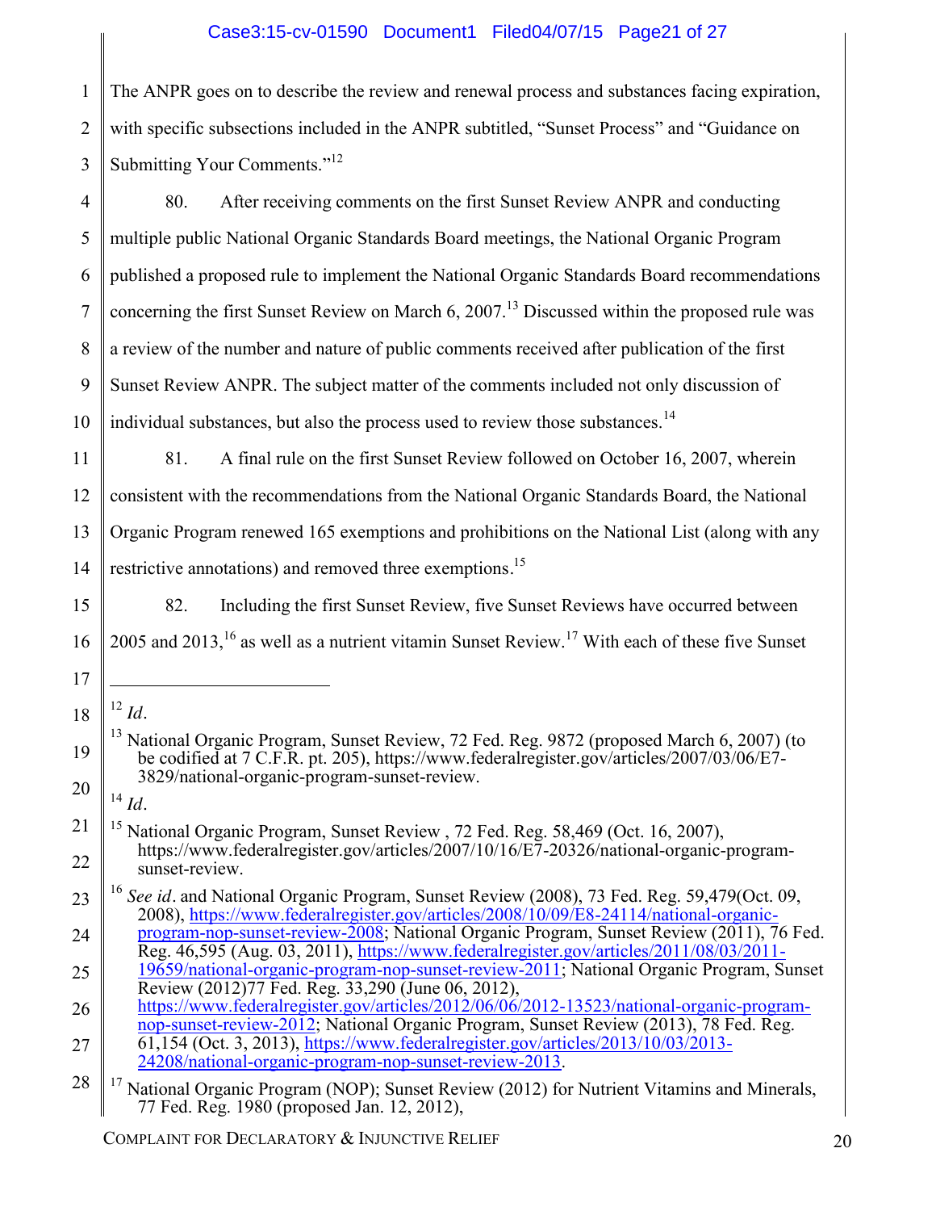The ANPR goes on to describe the review and renewal process and substances facing expiration, with specific subsections included in the ANPR subtitled, "Sunset Process" and "Guidance on Submitting Your Comments."[12]

80. After receiving comments on the first Sunset Review ANPR and conducting multiple public National Organic Standards Board meetings, the National Organic Program published a proposed rule to implement the National Organic Standards Board recommendations concerning the first Sunset Review on March 6, 2007.[13] Discussed within the proposed rule was a review of the number and nature of public comments received after publication of the first Sunset Review ANPR. The subject matter of the comments included not only discussion of individual substances, but also the process used to review those substances.[14]

81. A final rule on the first Sunset Review followed on October 16, 2007, wherein consistent with the recommendations from the National Organic Standards Board, the National Organic Program renewed 165 exemptions and prohibitions on the National List (along with any restrictive annotations) and removed three exemptions.[15]

82. Including the first Sunset Review, five Sunset Reviews have occurred between 2005 and 2013,[16] as well as a nutrient vitamin Sunset Review.[17] With each of these five Sunset

---

[12] *Id*.

[13] National Organic Program, Sunset Review, 72 Fed. Reg. 9872 (proposed March 6, 2007) (to be codified at 7 C.F.R. pt. 205), https://www.federalregister.gov/articles/2007/03/06/E7-3829/national-organic-program-sunset-review.

[14] *Id*.

[15] National Organic Program, Sunset Review , 72 Fed. Reg. 58,469 (Oct. 16, 2007), https://www.federalregister.gov/articles/2007/10/16/E7-20326/national-organic-program-sunset-review.

[16] *See id*. and National Organic Program, Sunset Review (2008), 73 Fed. Reg. 59,479(Oct. 09, 2008), https://www.federalregister.gov/articles/2008/10/09/E8-24114/national-organic-program-nop-sunset-review-2008; National Organic Program, Sunset Review (2011), 76 Fed. Reg. 46,595 (Aug. 03, 2011), https://www.federalregister.gov/articles/2011/08/03/2011-19659/national-organic-program-nop-sunset-review-2011; National Organic Program, Sunset Review (2012)77 Fed. Reg. 33,290 (June 06, 2012), https://www.federalregister.gov/articles/2012/06/06/2012-13523/national-organic-program-nop-sunset-review-2012; National Organic Program, Sunset Review (2013), 78 Fed. Reg. 61,154 (Oct. 3, 2013), https://www.federalregister.gov/articles/2013/10/03/2013-24208/national-organic-program-nop-sunset-review-2013.

[17] National Organic Program (NOP); Sunset Review (2012) for Nutrient Vitamins and Minerals, 77 Fed. Reg. 1980 (proposed Jan. 12, 2012),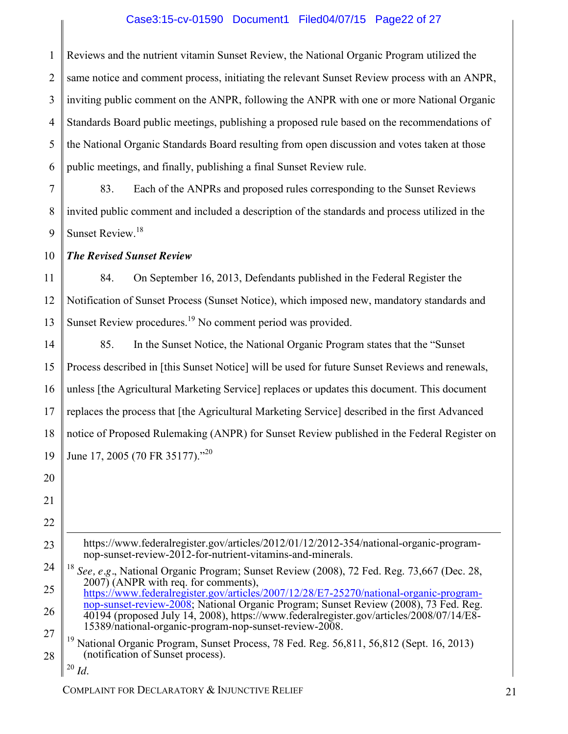Reviews and the nutrient vitamin Sunset Review, the National Organic Program utilized the same notice and comment process, initiating the relevant Sunset Review process with an ANPR, inviting public comment on the ANPR, following the ANPR with one or more National Organic Standards Board public meetings, publishing a proposed rule based on the recommendations of the National Organic Standards Board resulting from open discussion and votes taken at those public meetings, and finally, publishing a final Sunset Review rule.

83. Each of the ANPRs and proposed rules corresponding to the Sunset Reviews invited public comment and included a description of the standards and process utilized in the Sunset Review.[18]

***The Revised Sunset Review***

84. On September 16, 2013, Defendants published in the Federal Register the Notification of Sunset Process (Sunset Notice), which imposed new, mandatory standards and Sunset Review procedures.[19] No comment period was provided.

85. In the Sunset Notice, the National Organic Program states that the "Sunset Process described in [this Sunset Notice] will be used for future Sunset Reviews and renewals, unless [the Agricultural Marketing Service] replaces or updates this document. This document replaces the process that [the Agricultural Marketing Service] described in the first Advanced notice of Proposed Rulemaking (ANPR) for Sunset Review published in the Federal Register on June 17, 2005 (70 FR 35177)."[20]

---

https://www.federalregister.gov/articles/2012/01/12/2012-354/national-organic-program-nop-sunset-review-2012-for-nutrient-vitamins-and-minerals.

[18] *See, e.g*., National Organic Program; Sunset Review (2008), 72 Fed. Reg. 73,667 (Dec. 28, 2007) (ANPR with req. for comments), https://www.federalregister.gov/articles/2007/12/28/E7-25270/national-organic-program-nop-sunset-review-2008; National Organic Program; Sunset Review (2008), 73 Fed. Reg. 40194 (proposed July 14, 2008), https://www.federalregister.gov/articles/2008/07/14/E8-15389/national-organic-program-nop-sunset-review-2008.

[19] National Organic Program, Sunset Process, 78 Fed. Reg. 56,811, 56,812 (Sept. 16, 2013) (notification of Sunset process).

[20] *Id*.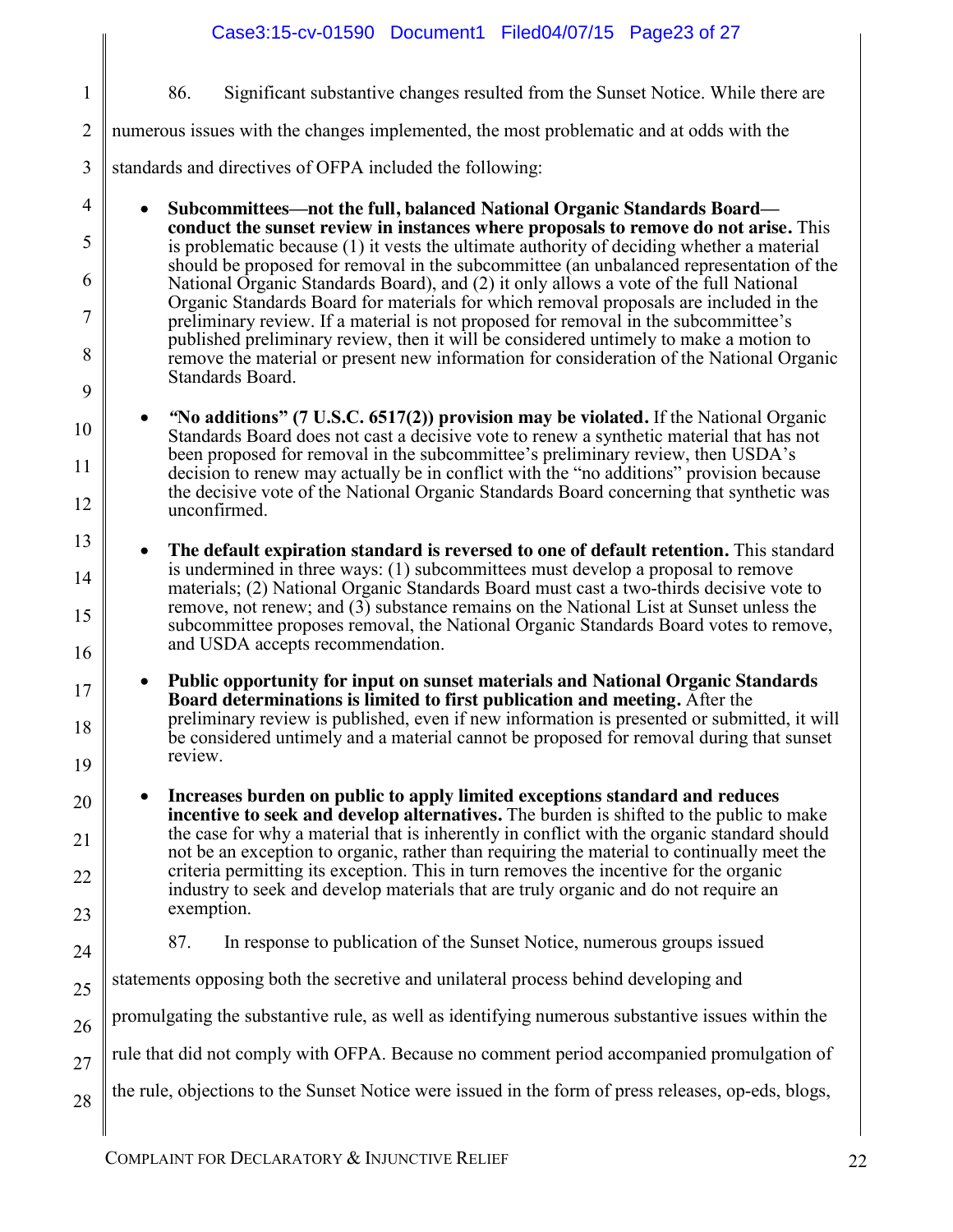86. Significant substantive changes resulted from the Sunset Notice. While there are numerous issues with the changes implemented, the most problematic and at odds with the standards and directives of OFPA included the following:

- **Subcommittees—not the full, balanced National Organic Standards Board—conduct the sunset review in instances where proposals to remove do not arise.** This is problematic because (1) it vests the ultimate authority of deciding whether a material should be proposed for removal in the subcommittee (an unbalanced representation of the National Organic Standards Board), and (2) it only allows a vote of the full National Organic Standards Board for materials for which removal proposals are included in the preliminary review. If a material is not proposed for removal in the subcommittee's published preliminary review, then it will be considered untimely to make a motion to remove the material or present new information for consideration of the National Organic Standards Board.

- **"No additions" (7 U.S.C. 6517(2)) provision may be violated.** If the National Organic Standards Board does not cast a decisive vote to renew a synthetic material that has not been proposed for removal in the subcommittee's preliminary review, then USDA's decision to renew may actually be in conflict with the "no additions" provision because the decisive vote of the National Organic Standards Board concerning that synthetic was unconfirmed.

- **The default expiration standard is reversed to one of default retention.** This standard is undermined in three ways: (1) subcommittees must develop a proposal to remove materials; (2) National Organic Standards Board must cast a two-thirds decisive vote to remove, not renew; and (3) substance remains on the National List at Sunset unless the subcommittee proposes removal, the National Organic Standards Board votes to remove, and USDA accepts recommendation.

- **Public opportunity for input on sunset materials and National Organic Standards Board determinations is limited to first publication and meeting.** After the preliminary review is published, even if new information is presented or submitted, it will be considered untimely and a material cannot be proposed for removal during that sunset review.

- **Increases burden on public to apply limited exceptions standard and reduces incentive to seek and develop alternatives.** The burden is shifted to the public to make the case for why a material that is inherently in conflict with the organic standard should not be an exception to organic, rather than requiring the material to continually meet the criteria permitting its exception. This in turn removes the incentive for the organic industry to seek and develop materials that are truly organic and do not require an exemption.

87. In response to publication of the Sunset Notice, numerous groups issued statements opposing both the secretive and unilateral process behind developing and promulgating the substantive rule, as well as identifying numerous substantive issues within the rule that did not comply with OFPA. Because no comment period accompanied promulgation of the rule, objections to the Sunset Notice were issued in the form of press releases, op-eds, blogs,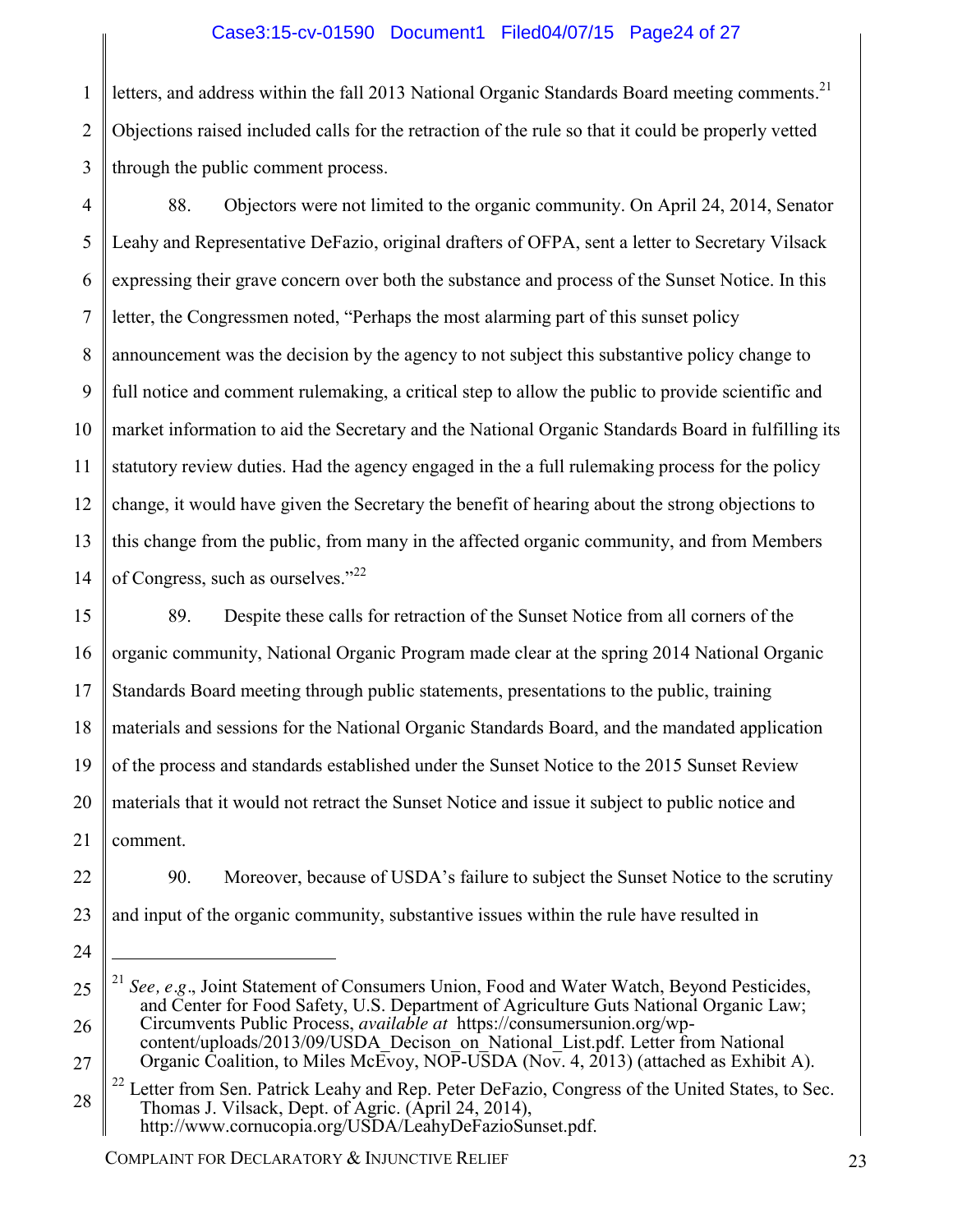letters, and address within the fall 2013 National Organic Standards Board meeting comments.[21] Objections raised included calls for the retraction of the rule so that it could be properly vetted through the public comment process.

88. Objectors were not limited to the organic community. On April 24, 2014, Senator Leahy and Representative DeFazio, original drafters of OFPA, sent a letter to Secretary Vilsack expressing their grave concern over both the substance and process of the Sunset Notice. In this letter, the Congressmen noted, "Perhaps the most alarming part of this sunset policy announcement was the decision by the agency to not subject this substantive policy change to full notice and comment rulemaking, a critical step to allow the public to provide scientific and market information to aid the Secretary and the National Organic Standards Board in fulfilling its statutory review duties. Had the agency engaged in the a full rulemaking process for the policy change, it would have given the Secretary the benefit of hearing about the strong objections to this change from the public, from many in the affected organic community, and from Members of Congress, such as ourselves."[22]

89. Despite these calls for retraction of the Sunset Notice from all corners of the organic community, National Organic Program made clear at the spring 2014 National Organic Standards Board meeting through public statements, presentations to the public, training materials and sessions for the National Organic Standards Board, and the mandated application of the process and standards established under the Sunset Notice to the 2015 Sunset Review materials that it would not retract the Sunset Notice and issue it subject to public notice and comment.

90. Moreover, because of USDA's failure to subject the Sunset Notice to the scrutiny and input of the organic community, substantive issues within the rule have resulted in

---

[21] *See, e.g*., Joint Statement of Consumers Union, Food and Water Watch, Beyond Pesticides, and Center for Food Safety, U.S. Department of Agriculture Guts National Organic Law; Circumvents Public Process, *available at* https://consumersunion.org/wp-content/uploads/2013/09/USDA_Decison_on_National_List.pdf. Letter from National Organic Coalition, to Miles McEvoy, NOP-USDA (Nov. 4, 2013) (attached as Exhibit A).

[22] Letter from Sen. Patrick Leahy and Rep. Peter DeFazio, Congress of the United States, to Sec. Thomas J. Vilsack, Dept. of Agric. (April 24, 2014), http://www.cornucopia.org/USDA/LeahyDeFazioSunset.pdf.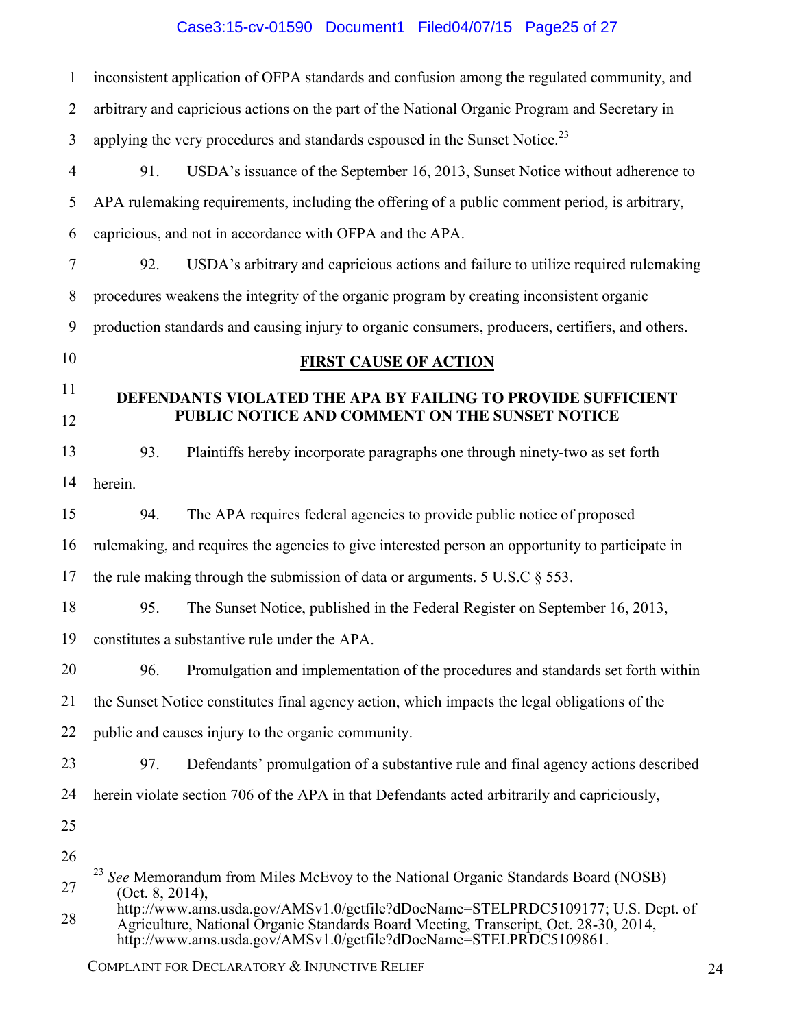inconsistent application of OFPA standards and confusion among the regulated community, and arbitrary and capricious actions on the part of the National Organic Program and Secretary in applying the very procedures and standards espoused in the Sunset Notice.[23]

91. USDA's issuance of the September 16, 2013, Sunset Notice without adherence to APA rulemaking requirements, including the offering of a public comment period, is arbitrary, capricious, and not in accordance with OFPA and the APA.

92. USDA's arbitrary and capricious actions and failure to utilize required rulemaking procedures weakens the integrity of the organic program by creating inconsistent organic production standards and causing injury to organic consumers, producers, certifiers, and others.

## FIRST CAUSE OF ACTION

### DEFENDANTS VIOLATED THE APA BY FAILING TO PROVIDE SUFFICIENT PUBLIC NOTICE AND COMMENT ON THE SUNSET NOTICE

93. Plaintiffs hereby incorporate paragraphs one through ninety-two as set forth herein.

94. The APA requires federal agencies to provide public notice of proposed rulemaking, and requires the agencies to give interested person an opportunity to participate in the rule making through the submission of data or arguments. 5 U.S.C § 553.

95. The Sunset Notice, published in the Federal Register on September 16, 2013, constitutes a substantive rule under the APA.

96. Promulgation and implementation of the procedures and standards set forth within the Sunset Notice constitutes final agency action, which impacts the legal obligations of the public and causes injury to the organic community.

97. Defendants' promulgation of a substantive rule and final agency actions described herein violate section 706 of the APA in that Defendants acted arbitrarily and capriciously,

---

[23] *See* Memorandum from Miles McEvoy to the National Organic Standards Board (NOSB) (Oct. 8, 2014), http://www.ams.usda.gov/AMSv1.0/getfile?dDocName=STELPRDC5109177; U.S. Dept. of Agriculture, National Organic Standards Board Meeting, Transcript, Oct. 28-30, 2014, http://www.ams.usda.gov/AMSv1.0/getfile?dDocName=STELPRDC5109861.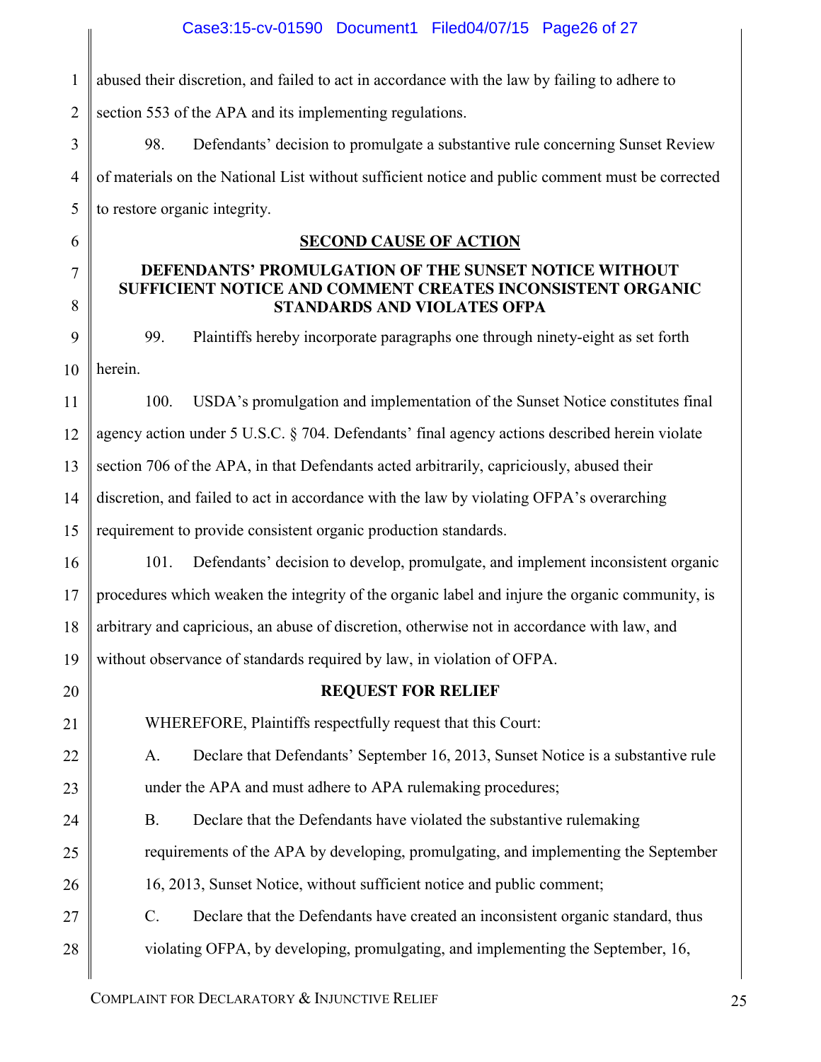abused their discretion, and failed to act in accordance with the law by failing to adhere to section 553 of the APA and its implementing regulations.

98. Defendants' decision to promulgate a substantive rule concerning Sunset Review of materials on the National List without sufficient notice and public comment must be corrected to restore organic integrity.

## SECOND CAUSE OF ACTION

### DEFENDANTS' PROMULGATION OF THE SUNSET NOTICE WITHOUT SUFFICIENT NOTICE AND COMMENT CREATES INCONSISTENT ORGANIC STANDARDS AND VIOLATES OFPA

99. Plaintiffs hereby incorporate paragraphs one through ninety-eight as set forth herein.

100. USDA's promulgation and implementation of the Sunset Notice constitutes final agency action under 5 U.S.C. § 704. Defendants' final agency actions described herein violate section 706 of the APA, in that Defendants acted arbitrarily, capriciously, abused their discretion, and failed to act in accordance with the law by violating OFPA's overarching requirement to provide consistent organic production standards.

101. Defendants' decision to develop, promulgate, and implement inconsistent organic procedures which weaken the integrity of the organic label and injure the organic community, is arbitrary and capricious, an abuse of discretion, otherwise not in accordance with law, and without observance of standards required by law, in violation of OFPA.

## REQUEST FOR RELIEF

WHEREFORE, Plaintiffs respectfully request that this Court:

A. Declare that Defendants' September 16, 2013, Sunset Notice is a substantive rule under the APA and must adhere to APA rulemaking procedures;

B. Declare that the Defendants have violated the substantive rulemaking requirements of the APA by developing, promulgating, and implementing the September 16, 2013, Sunset Notice, without sufficient notice and public comment;

C. Declare that the Defendants have created an inconsistent organic standard, thus violating OFPA, by developing, promulgating, and implementing the September, 16,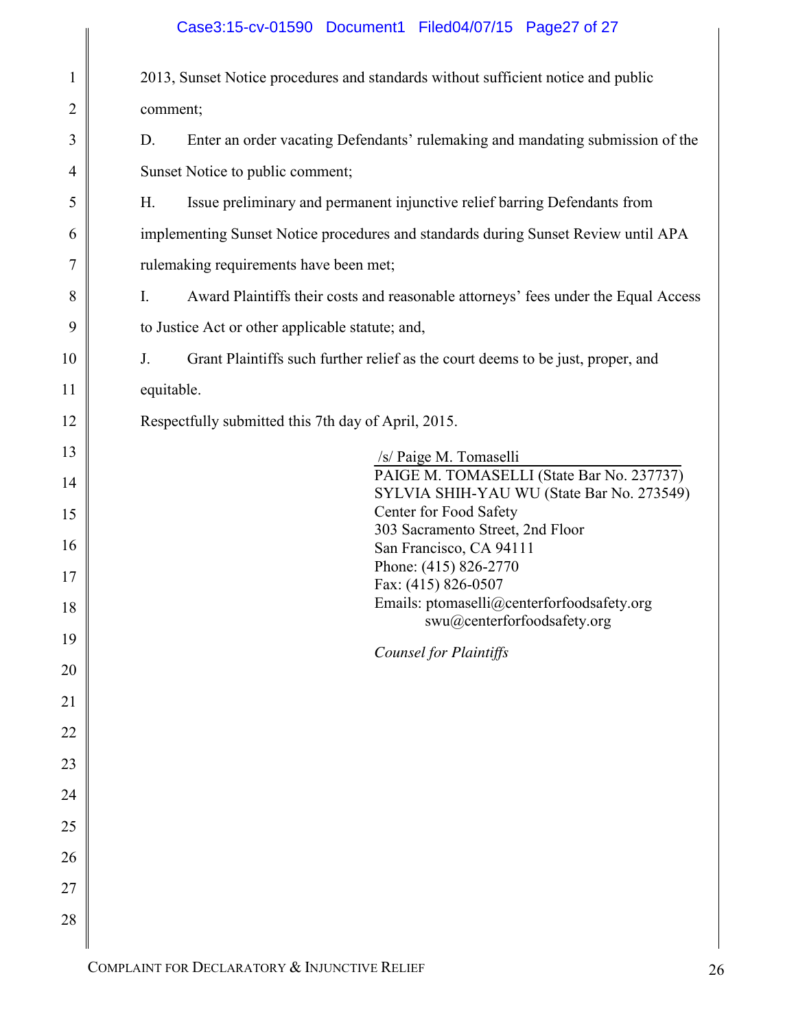2013, Sunset Notice procedures and standards without sufficient notice and public comment;

D. Enter an order vacating Defendants' rulemaking and mandating submission of the Sunset Notice to public comment;

H. Issue preliminary and permanent injunctive relief barring Defendants from implementing Sunset Notice procedures and standards during Sunset Review until APA rulemaking requirements have been met;

I. Award Plaintiffs their costs and reasonable attorneys' fees under the Equal Access to Justice Act or other applicable statute; and,

J. Grant Plaintiffs such further relief as the court deems to be just, proper, and equitable.

Respectfully submitted this 7th day of April, 2015.

/s/ Paige M. Tomaselli
PAIGE M. TOMASELLI (State Bar No. 237737)
SYLVIA SHIH-YAU WU (State Bar No. 273549)
Center for Food Safety
303 Sacramento Street, 2nd Floor
San Francisco, CA 94111
Phone: (415) 826-2770
Fax: (415) 826-0507
Emails: ptomaselli@centerforfoodsafety.org
swu@centerforfoodsafety.org

*Counsel for Plaintiffs*